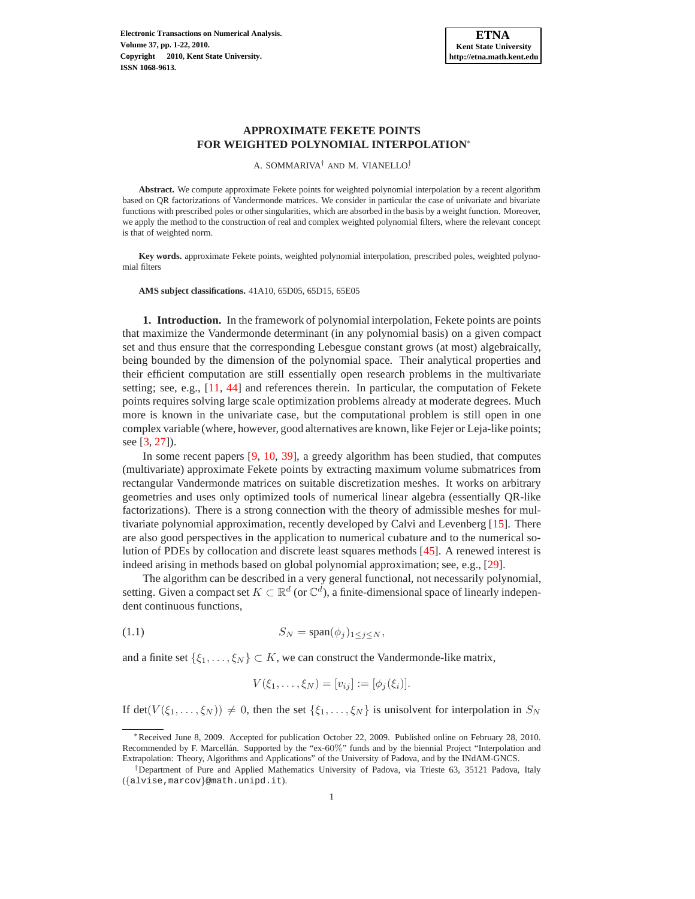# APPROXIMATE FEKETE POINTS FOR WEIGHTED POLYNOMIAL INTERPOLATION*

A. SOMMARIVA† AND M. VIANELLO†

**Abstract.** We compute approximate Fekete points for weighted polynomial interpolation by a recent algorithm based on QR factorizations of Vandermonde matrices. We consider in particular the case of univariate and bivariate functions with prescribed poles or other singularities, which are absorbed in the basis by a weight function. Moreover, we apply the method to the construction of real and complex weighted polynomial filters, where the relevant concept is that of weighted norm.

**Key words.** approximate Fekete points, weighted polynomial interpolation, prescribed poles, weighted polynomial filters

**AMS subject classifications.** 41A10, 65D05, 65D15, 65E05

## 1. Introduction.

In the framework of polynomial interpolation, Fekete points are points that maximize the Vandermonde determinant (in any polynomial basis) on a given compact set and thus ensure that the corresponding Lebesgue constant grows (at most) algebraically, being bounded by the dimension of the polynomial space. Their analytical properties and their efficient computation are still essentially open research problems in the multivariate setting; see, e.g., [11, 44] and references therein. In particular, the computation of Fekete points requires solving large scale optimization problems already at moderate degrees. Much more is known in the univariate case, but the computational problem is still open in one complex variable (where, however, good alternatives are known, like Fejer or Leja-like points; see [3, 27]).

In some recent papers [9, 10, 39], a greedy algorithm has been studied, that computes (multivariate) approximate Fekete points by extracting maximum volume submatrices from rectangular Vandermonde matrices on suitable discretization meshes. It works on arbitrary geometries and uses only optimized tools of numerical linear algebra (essentially QR-like factorizations). There is a strong connection with the theory of admissible meshes for multivariate polynomial approximation, recently developed by Calvi and Levenberg [15]. There are also good perspectives in the application to numerical cubature and to the numerical solution of PDEs by collocation and discrete least squares methods [45]. A renewed interest is indeed arising in methods based on global polynomial approximation; see, e.g., [29].

The algorithm can be described in a very general functional, not necessarily polynomial, setting. Given a compact set $K \subset \mathbb{R}^d$ (or $\mathbb{C}^d$), a finite-dimensional space of linearly independent continuous functions,

$$S_N = \text{span}(\phi_j)_{1 \leq j \leq N}, \tag{1.1}$$

and a finite set $\{\xi_1, \ldots, \xi_N\} \subset K$, we can construct the Vandermonde-like matrix,

$$V(\xi_1, \ldots, \xi_N) = [v_{ij}] := [\phi_j(\xi_i)].$$

If $\det(V(\xi_1, \ldots, \xi_N)) \neq 0$, then the set $\{\xi_1, \ldots, \xi_N\}$ is unisolvent for interpolation in $S_N$

---

*Received June 8, 2009. Accepted for publication October 22, 2009. Published online on February 28, 2010. Recommended by F. Marcellán. Supported by the "ex-60%" funds and by the biennial Project "Interpolation and Extrapolation: Theory, Algorithms and Applications" of the University of Padova, and by the INdAM-GNCS.

†Department of Pure and Applied Mathematics University of Padova, via Trieste 63, 35121 Padova, Italy ({alvise,marcov}@math.unipd.it).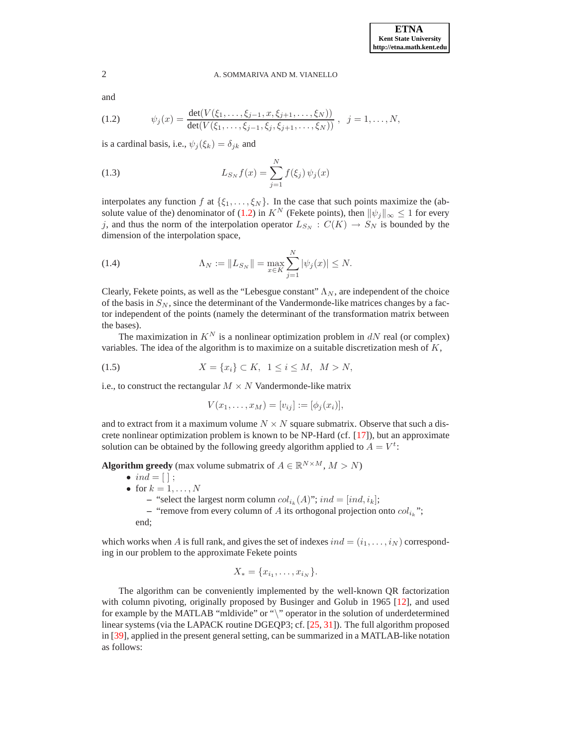and

$$\psi_j(x) = \frac{\det(V(\xi_1,\dots,\xi_{j-1},x,\xi_{j+1},\dots,\xi_N))}{\det(V(\xi_1,\dots,\xi_{j-1},\xi_j,\xi_{j+1},\dots,\xi_N))}\,,\quad j=1,\dots,N, \tag{1.2}$$

is a cardinal basis, i.e., $\psi_j(\xi_k)=\delta_{jk}$ and

$$L_{S_N} f(x) = \sum_{j=1}^{N} f(\xi_j)\,\psi_j(x) \tag{1.3}$$

interpolates any function $f$ at $\{\xi_1,\dots,\xi_N\}$. In the case that such points maximize the (absolute value of the) denominator of (1.2) in $K^N$ (Fekete points), then $\|\psi_j\|_\infty \le 1$ for every $j$, and thus the norm of the interpolation operator $L_{S_N} : C(K) \to S_N$ is bounded by the dimension of the interpolation space,

$$\Lambda_N := \|L_{S_N}\| = \max_{x\in K} \sum_{j=1}^{N} |\psi_j(x)| \le N. \tag{1.4}$$

Clearly, Fekete points, as well as the "Lebesgue constant" $\Lambda_N$, are independent of the choice of the basis in $S_N$, since the determinant of the Vandermonde-like matrices changes by a factor independent of the points (namely the determinant of the transformation matrix between the bases).

The maximization in $K^N$ is a nonlinear optimization problem in $dN$ real (or complex) variables. The idea of the algorithm is to maximize on a suitable discretization mesh of $K$,

$$X = \{x_i\} \subset K,\ \ 1 \le i \le M,\ \ M > N, \tag{1.5}$$

i.e., to construct the rectangular $M \times N$ Vandermonde-like matrix

$$V(x_1,\dots,x_M) = [v_{ij}] := [\phi_j(x_i)],$$

and to extract from it a maximum volume $N \times N$ square submatrix. Observe that such a discrete nonlinear optimization problem is known to be NP-Hard (cf. [17]), but an approximate solution can be obtained by the following greedy algorithm applied to $A = V^t$:

**Algorithm greedy** (max volume submatrix of $A \in \mathbb{R}^{N\times M}$, $M > N$)

- $ind = [\,]$ ;
- for $k = 1,\dots,N$
  - "select the largest norm column $col_{i_k}(A)$"; $ind = [ind, i_k]$;
  - "remove from every column of $A$ its orthogonal projection onto $col_{i_k}$";

  end;

which works when $A$ is full rank, and gives the set of indexes $ind = (i_1,\dots,i_N)$ corresponding in our problem to the approximate Fekete points

$$X_* = \{x_{i_1},\dots,x_{i_N}\}.$$

The algorithm can be conveniently implemented by the well-known QR factorization with column pivoting, originally proposed by Businger and Golub in 1965 [12], and used for example by the MATLAB "mldivide" or "\" operator in the solution of underdetermined linear systems (via the LAPACK routine DGEQP3; cf. [25, 31]). The full algorithm proposed in [39], applied in the present general setting, can be summarized in a MATLAB-like notation as follows: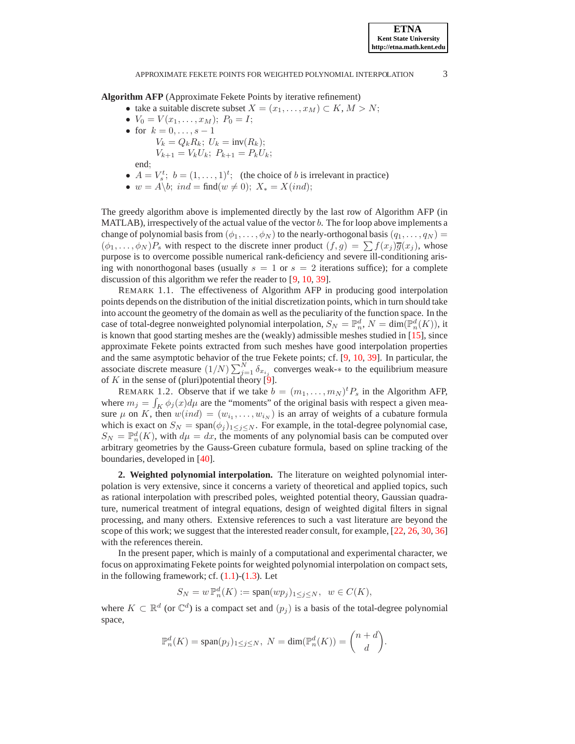**Algorithm AFP** (Approximate Fekete Points by iterative refinement)

- take a suitable discrete subset $X = (x_1, \ldots, x_M) \subset K$, $M > N$;
- $V_0 = V(x_1, \ldots, x_M)$; $P_0 = I$;
- for $k = 0, \ldots, s-1$

  $V_k = Q_k R_k$; $U_k = \text{inv}(R_k)$;

  $V_{k+1} = V_k U_k$; $P_{k+1} = P_k U_k$;

  end;
- $A = V_s^t$; $b = (1, \ldots, 1)^t$; (the choice of $b$ is irrelevant in practice)
- $w = A \backslash b$; $ind = \text{find}(w \neq 0)$; $X_* = X(ind)$;

The greedy algorithm above is implemented directly by the last row of Algorithm AFP (in MATLAB), irrespectively of the actual value of the vector $b$. The for loop above implements a change of polynomial basis from $(\phi_1, \ldots, \phi_N)$ to the nearly-orthogonal basis $(q_1, \ldots, q_N) = (\phi_1, \ldots, \phi_N)P_s$ with respect to the discrete inner product $(f, g) = \sum f(x_j)\overline{g}(x_j)$, whose purpose is to overcome possible numerical rank-deficiency and severe ill-conditioning arising with nonorthogonal bases (usually $s = 1$ or $s = 2$ iterations suffice); for a complete discussion of this algorithm we refer the reader to [9, 10, 39].

REMARK 1.1. The effectiveness of Algorithm AFP in producing good interpolation points depends on the distribution of the initial discretization points, which in turn should take into account the geometry of the domain as well as the peculiarity of the function space. In the case of total-degree nonweighted polynomial interpolation, $S_N = \mathbb{P}_n^d$, $N = \dim(\mathbb{P}_n^d(K))$, it is known that good starting meshes are the (weakly) admissible meshes studied in [15], since approximate Fekete points extracted from such meshes have good interpolation properties and the same asymptotic behavior of the true Fekete points; cf. [9, 10, 39]. In particular, the associate discrete measure $(1/N)\sum_{j=1}^N \delta_{x_{i_j}}$ converges weak-$*$ to the equilibrium measure of $K$ in the sense of (pluri)potential theory [9].

REMARK 1.2. Observe that if we take $b = (m_1, \ldots, m_N)^t P_s$ in the Algorithm AFP, where $m_j = \int_K \phi_j(x)d\mu$ are the "moments" of the original basis with respect a given measure $\mu$ on $K$, then $w(ind) = (w_{i_1}, \ldots, w_{i_N})$ is an array of weights of a cubature formula which is exact on $S_N = \text{span}(\phi_j)_{1 \leq j \leq N}$. For example, in the total-degree polynomial case, $S_N = \mathbb{P}_n^d(K)$, with $d\mu = dx$, the moments of any polynomial basis can be computed over arbitrary geometries by the Gauss-Green cubature formula, based on spline tracking of the boundaries, developed in [40].

**2. Weighted polynomial interpolation.** The literature on weighted polynomial interpolation is very extensive, since it concerns a variety of theoretical and applied topics, such as rational interpolation with prescribed poles, weighted potential theory, Gaussian quadrature, numerical treatment of integral equations, design of weighted digital filters in signal processing, and many others. Extensive references to such a vast literature are beyond the scope of this work; we suggest that the interested reader consult, for example, [22, 26, 30, 36] with the references therein.

In the present paper, which is mainly of a computational and experimental character, we focus on approximating Fekete points for weighted polynomial interpolation on compact sets, in the following framework; cf. (1.1)-(1.3). Let

$$S_N = w\,\mathbb{P}_n^d(K) := \text{span}(wp_j)_{1 \leq j \leq N}, \;\; w \in C(K),$$

where $K \subset \mathbb{R}^d$ (or $\mathbb{C}^d$) is a compact set and $(p_j)$ is a basis of the total-degree polynomial space,

$$\mathbb{P}_n^d(K) = \text{span}(p_j)_{1 \leq j \leq N}, \; N = \dim(\mathbb{P}_n^d(K)) = \binom{n+d}{d}.$$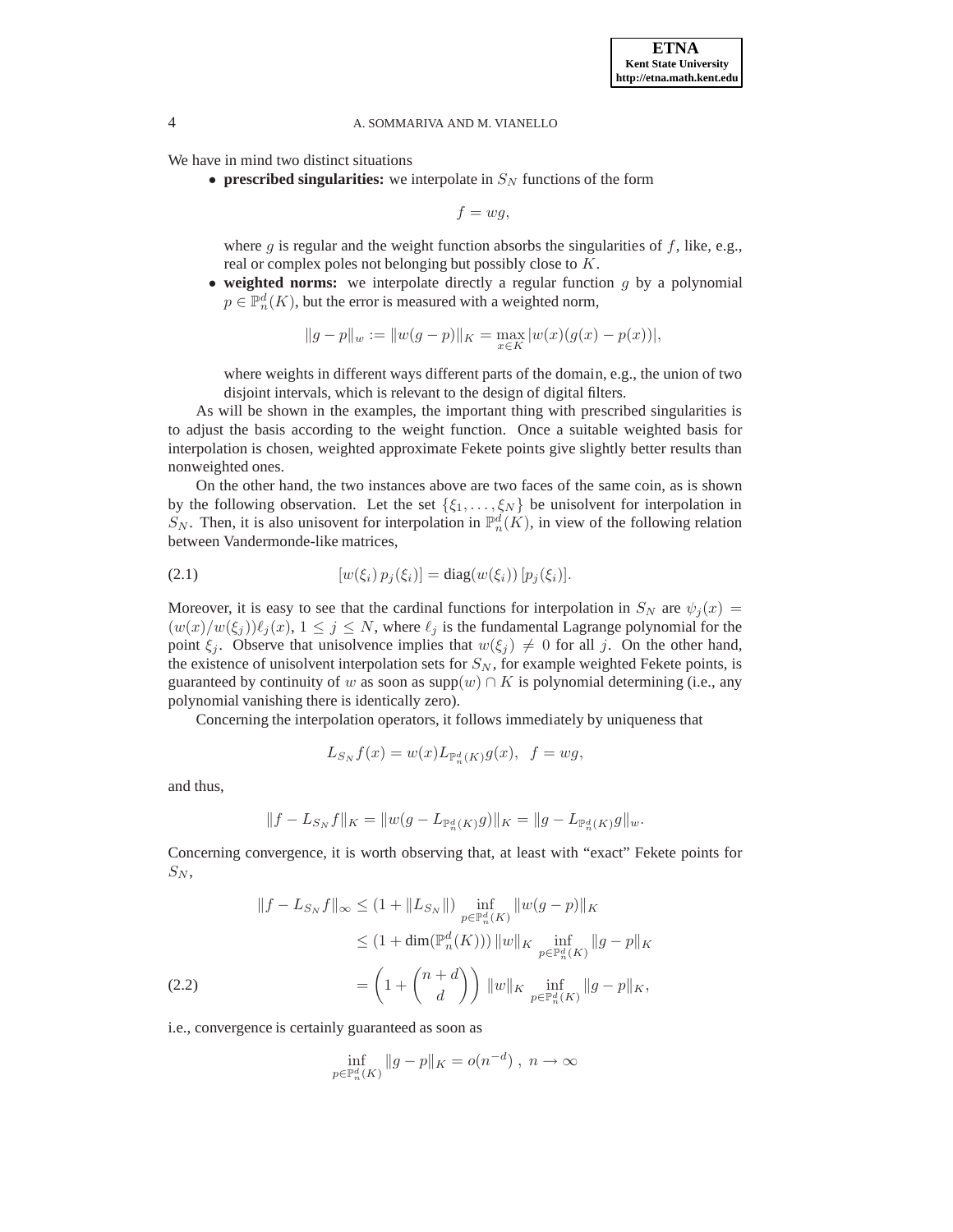We have in mind two distinct situations

- **prescribed singularities:** we interpolate in $S_N$ functions of the form

$$f = wg,$$

where $g$ is regular and the weight function absorbs the singularities of $f$, like, e.g., real or complex poles not belonging but possibly close to $K$.

- **weighted norms:** we interpolate directly a regular function $g$ by a polynomial $p \in \mathbb{P}_n^d(K)$, but the error is measured with a weighted norm,

$$\|g - p\|_w := \|w(g - p)\|_K = \max_{x \in K} |w(x)(g(x) - p(x))|,$$

where weights in different ways different parts of the domain, e.g., the union of two disjoint intervals, which is relevant to the design of digital filters.

As will be shown in the examples, the important thing with prescribed singularities is to adjust the basis according to the weight function. Once a suitable weighted basis for interpolation is chosen, weighted approximate Fekete points give slightly better results than nonweighted ones.

On the other hand, the two instances above are two faces of the same coin, as is shown by the following observation. Let the set $\{\xi_1, \ldots, \xi_N\}$ be unisolvent for interpolation in $S_N$. Then, it is also unisovent for interpolation in $\mathbb{P}_n^d(K)$, in view of the following relation between Vandermonde-like matrices,

$$[w(\xi_i)\, p_j(\xi_i)] = \text{diag}(w(\xi_i))\, [p_j(\xi_i)]. \tag{2.1}$$

Moreover, it is easy to see that the cardinal functions for interpolation in $S_N$ are $\psi_j(x) = (w(x)/w(\xi_j))\ell_j(x)$, $1 \leq j \leq N$, where $\ell_j$ is the fundamental Lagrange polynomial for the point $\xi_j$. Observe that unisolvence implies that $w(\xi_j) \neq 0$ for all $j$. On the other hand, the existence of unisolvent interpolation sets for $S_N$, for example weighted Fekete points, is guaranteed by continuity of $w$ as soon as $\text{supp}(w) \cap K$ is polynomial determining (i.e., any polynomial vanishing there is identically zero).

Concerning the interpolation operators, it follows immediately by uniqueness that

$$L_{S_N} f(x) = w(x) L_{\mathbb{P}_n^d(K)} g(x), \;\; f = wg,$$

and thus,

$$\|f - L_{S_N} f\|_K = \|w(g - L_{\mathbb{P}_n^d(K)} g)\|_K = \|g - L_{\mathbb{P}_n^d(K)} g\|_w.$$

Concerning convergence, it is worth observing that, at least with "exact" Fekete points for $S_N$,

$$\begin{aligned}
\|f - L_{S_N} f\|_\infty &\leq (1 + \|L_{S_N}\|) \inf_{p \in \mathbb{P}_n^d(K)} \|w(g - p)\|_K \\
&\leq (1 + \dim(\mathbb{P}_n^d(K)))\, \|w\|_K \inf_{p \in \mathbb{P}_n^d(K)} \|g - p\|_K \\
&= \left(1 + \binom{n+d}{d}\right) \|w\|_K \inf_{p \in \mathbb{P}_n^d(K)} \|g - p\|_K,
\end{aligned} \tag{2.2}$$

i.e., convergence is certainly guaranteed as soon as

$$\inf_{p \in \mathbb{P}_n^d(K)} \|g - p\|_K = o(n^{-d}) \;,\; n \to \infty$$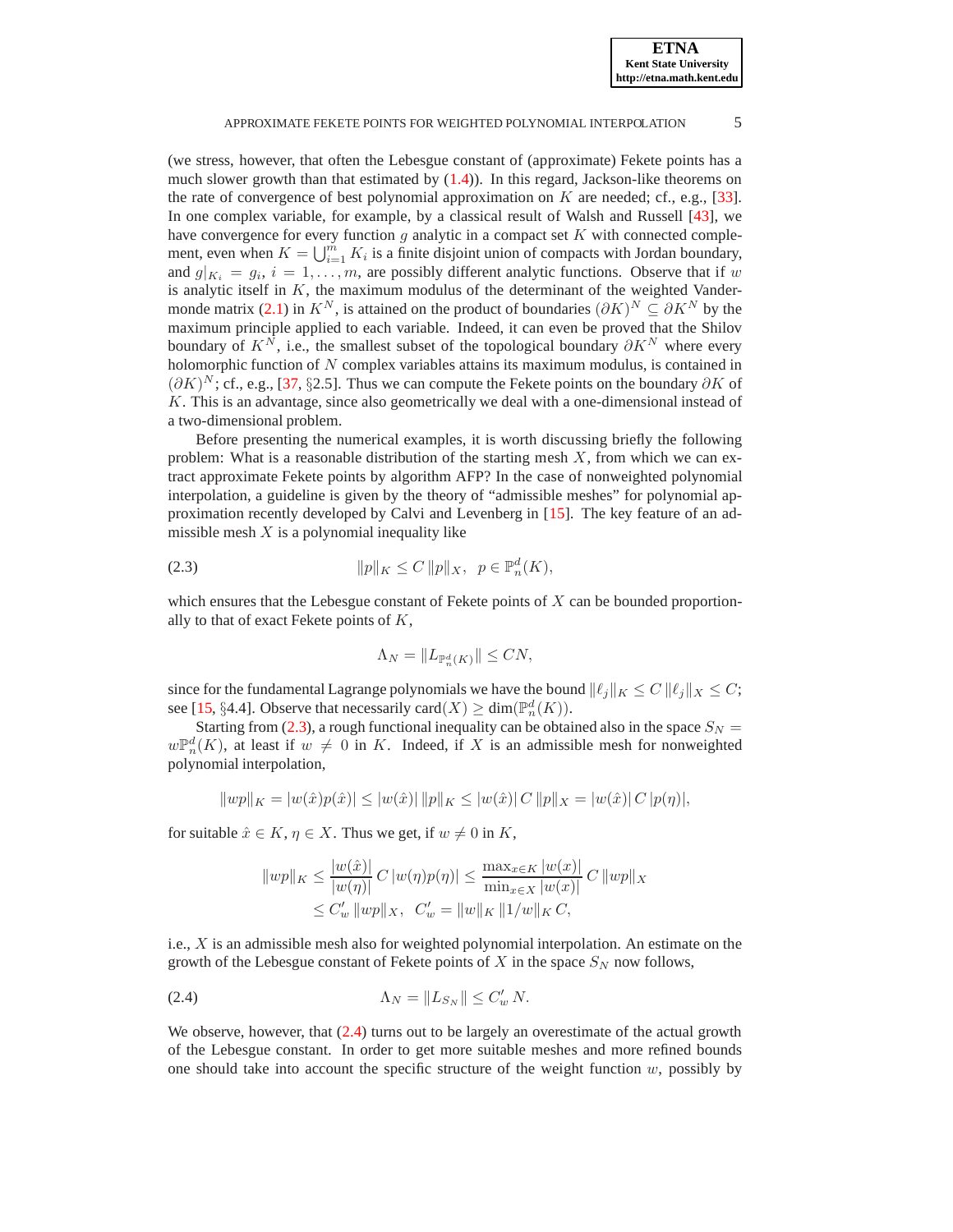(we stress, however, that often the Lebesgue constant of (approximate) Fekete points has a much slower growth than that estimated by (1.4)). In this regard, Jackson-like theorems on the rate of convergence of best polynomial approximation on $K$ are needed; cf., e.g., [33]. In one complex variable, for example, by a classical result of Walsh and Russell [43], we have convergence for every function $g$ analytic in a compact set $K$ with connected complement, even when $K = \bigcup_{i=1}^{m} K_i$ is a finite disjoint union of compacts with Jordan boundary, and $g|_{K_i} = g_i$, $i = 1, \ldots, m$, are possibly different analytic functions. Observe that if $w$ is analytic itself in $K$, the maximum modulus of the determinant of the weighted Vandermonde matrix (2.1) in $K^N$, is attained on the product of boundaries $(\partial K)^N \subseteq \partial K^N$ by the maximum principle applied to each variable. Indeed, it can even be proved that the Shilov boundary of $K^N$, i.e., the smallest subset of the topological boundary $\partial K^N$ where every holomorphic function of $N$ complex variables attains its maximum modulus, is contained in $(\partial K)^N$; cf., e.g., [37, §2.5]. Thus we can compute the Fekete points on the boundary $\partial K$ of $K$. This is an advantage, since also geometrically we deal with a one-dimensional instead of a two-dimensional problem.

Before presenting the numerical examples, it is worth discussing briefly the following problem: What is a reasonable distribution of the starting mesh $X$, from which we can extract approximate Fekete points by algorithm AFP? In the case of nonweighted polynomial interpolation, a guideline is given by the theory of "admissible meshes" for polynomial approximation recently developed by Calvi and Levenberg in [15]. The key feature of an admissible mesh $X$ is a polynomial inequality like

$$\|p\|_K \leq C\,\|p\|_X, \quad p \in \mathbb{P}_n^d(K), \tag{2.3}$$

which ensures that the Lebesgue constant of Fekete points of $X$ can be bounded proportionally to that of exact Fekete points of $K$,

$$\Lambda_N = \|L_{\mathbb{P}_n^d(K)}\| \leq CN,$$

since for the fundamental Lagrange polynomials we have the bound $\|\ell_j\|_K \leq C\,\|\ell_j\|_X \leq C$; see [15, §4.4]. Observe that necessarily $\mathrm{card}(X) \geq \dim(\mathbb{P}_n^d(K))$.

Starting from (2.3), a rough functional inequality can be obtained also in the space $S_N = w\mathbb{P}_n^d(K)$, at least if $w \neq 0$ in $K$. Indeed, if $X$ is an admissible mesh for nonweighted polynomial interpolation,

$$\|wp\|_K = |w(\hat{x})p(\hat{x})| \leq |w(\hat{x})|\,\|p\|_K \leq |w(\hat{x})|\,C\,\|p\|_X = |w(\hat{x})|\,C\,|p(\eta)|,$$

for suitable $\hat{x} \in K$, $\eta \in X$. Thus we get, if $w \neq 0$ in $K$,

$$\begin{aligned}\|wp\|_K &\leq \frac{|w(\hat{x})|}{|w(\eta)|}\,C\,|w(\eta)p(\eta)| \leq \frac{\max_{x\in K}|w(x)|}{\min_{x\in X}|w(x)|}\,C\,\|wp\|_X \\ &\leq C'_w\,\|wp\|_X, \quad C'_w = \|w\|_K\,\|1/w\|_K\,C,\end{aligned}$$

i.e., $X$ is an admissible mesh also for weighted polynomial interpolation. An estimate on the growth of the Lebesgue constant of Fekete points of $X$ in the space $S_N$ now follows,

$$\Lambda_N = \|L_{S_N}\| \leq C'_w\,N. \tag{2.4}$$

We observe, however, that (2.4) turns out to be largely an overestimate of the actual growth of the Lebesgue constant. In order to get more suitable meshes and more refined bounds one should take into account the specific structure of the weight function $w$, possibly by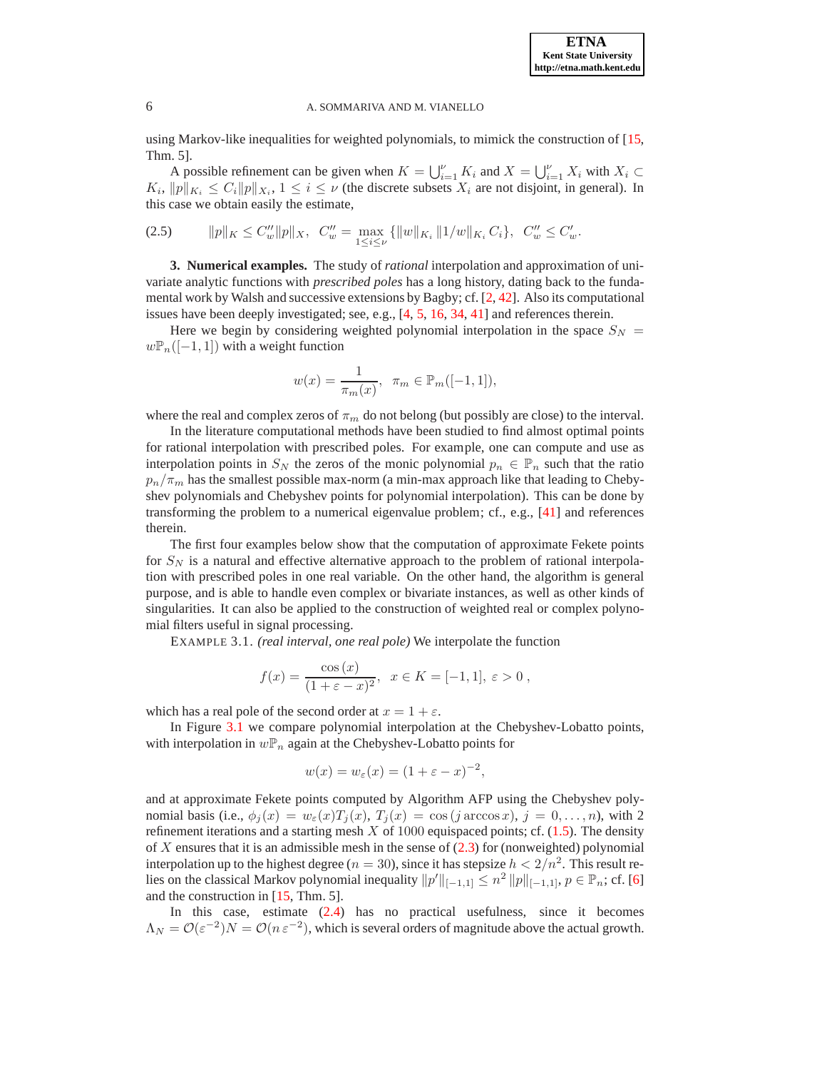using Markov-like inequalities for weighted polynomials, to mimick the construction of [15, Thm. 5].

A possible refinement can be given when $K = \bigcup_{i=1}^{\nu} K_i$ and $X = \bigcup_{i=1}^{\nu} X_i$ with $X_i \subset K_i$, $\|p\|_{K_i} \leq C_i \|p\|_{X_i}$, $1 \leq i \leq \nu$ (the discrete subsets $X_i$ are not disjoint, in general). In this case we obtain easily the estimate,

$$\|p\|_K \leq C''_w \|p\|_X, \;\; C''_w = \max_{1 \leq i \leq \nu} \{\|w\|_{K_i} \, \|1/w\|_{K_i} \, C_i\}, \;\; C''_w \leq C'_w. \tag{2.5}$$

**3. Numerical examples.** The study of *rational* interpolation and approximation of univariate analytic functions with *prescribed poles* has a long history, dating back to the fundamental work by Walsh and successive extensions by Bagby; cf. [2, 42]. Also its computational issues have been deeply investigated; see, e.g., [4, 5, 16, 34, 41] and references therein.

Here we begin by considering weighted polynomial interpolation in the space $S_N = w\mathbb{P}_n([-1,1])$ with a weight function

$$w(x) = \frac{1}{\pi_m(x)}, \;\; \pi_m \in \mathbb{P}_m([-1,1]),$$

where the real and complex zeros of $\pi_m$ do not belong (but possibly are close) to the interval.

In the literature computational methods have been studied to find almost optimal points for rational interpolation with prescribed poles. For example, one can compute and use as interpolation points in $S_N$ the zeros of the monic polynomial $p_n \in \mathbb{P}_n$ such that the ratio $p_n/\pi_m$ has the smallest possible max-norm (a min-max approach like that leading to Chebyshev polynomials and Chebyshev points for polynomial interpolation). This can be done by transforming the problem to a numerical eigenvalue problem; cf., e.g., [41] and references therein.

The first four examples below show that the computation of approximate Fekete points for $S_N$ is a natural and effective alternative approach to the problem of rational interpolation with prescribed poles in one real variable. On the other hand, the algorithm is general purpose, and is able to handle even complex or bivariate instances, as well as other kinds of singularities. It can also be applied to the construction of weighted real or complex polynomial filters useful in signal processing.

EXAMPLE 3.1. *(real interval, one real pole)* We interpolate the function

$$f(x) = \frac{\cos(x)}{(1+\varepsilon-x)^2}, \;\; x \in K = [-1,1], \; \varepsilon > 0 \,,$$

which has a real pole of the second order at $x = 1+\varepsilon$.

In Figure 3.1 we compare polynomial interpolation at the Chebyshev-Lobatto points, with interpolation in $w\mathbb{P}_n$ again at the Chebyshev-Lobatto points for

$$w(x) = w_\varepsilon(x) = (1+\varepsilon-x)^{-2},$$

and at approximate Fekete points computed by Algorithm AFP using the Chebyshev polynomial basis (i.e., $\phi_j(x) = w_\varepsilon(x)T_j(x)$, $T_j(x) = \cos(j \arccos x)$, $j = 0, \ldots, n$), with 2 refinement iterations and a starting mesh $X$ of 1000 equispaced points; cf. (1.5). The density of $X$ ensures that it is an admissible mesh in the sense of (2.3) for (nonweighted) polynomial interpolation up to the highest degree ($n = 30$), since it has stepsize $h < 2/n^2$. This result relies on the classical Markov polynomial inequality $\|p'\|_{[-1,1]} \leq n^2 \|p\|_{[-1,1]}$, $p \in \mathbb{P}_n$; cf. [6] and the construction in [15, Thm. 5].

In this case, estimate (2.4) has no practical usefulness, since it becomes $\Lambda_N = \mathcal{O}(\varepsilon^{-2})N = \mathcal{O}(n\,\varepsilon^{-2})$, which is several orders of magnitude above the actual growth.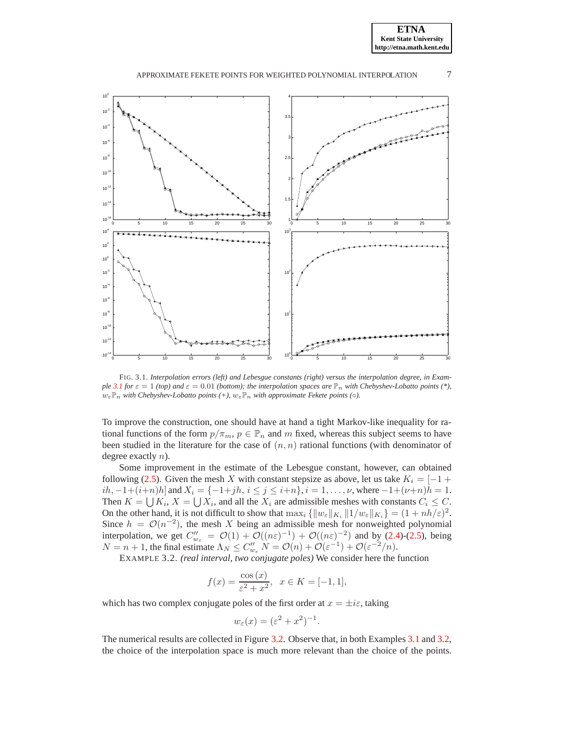FIG. 3.1. *Interpolation errors (left) and Lebesgue constants (right) versus the interpolation degree, in Example 3.1 for $\varepsilon = 1$ (top) and $\varepsilon = 0.01$ (bottom); the interpolation spaces are $\mathbb{P}_n$ with Chebyshev-Lobatto points (\*), $w_\varepsilon \mathbb{P}_n$ with Chebyshev-Lobatto points (+), $w_\varepsilon \mathbb{P}_n$ with approximate Fekete points (○).*

To improve the construction, one should have at hand a tight Markov-like inequality for rational functions of the form $p/\pi_m$, $p \in \mathbb{P}_n$ and $m$ fixed, whereas this subject seems to have been studied in the literature for the case of $(n, n)$ rational functions (with denominator of degree exactly $n$).

Some improvement in the estimate of the Lebesgue constant, however, can obtained following (2.5). Given the mesh $X$ with constant stepsize as above, let us take $K_i = [-1 + ih, -1+(i+n)h]$ and $X_i = \{-1+jh, \, i \le j \le i+n\}$, $i = 1, \ldots, \nu$, where $-1+(\nu+n)h = 1$. Then $K = \bigcup K_i$, $X = \bigcup X_i$, and all the $X_i$ are admissible meshes with constants $C_i \le C$. On the other hand, it is not difficult to show that $\max_i \{\|w_\varepsilon\|_{K_i} \|1/w_\varepsilon\|_{K_i}\} = (1 + nh/\varepsilon)^2$. Since $h = \mathcal{O}(n^{-2})$, the mesh $X$ being an admissible mesh for nonweighted polynomial interpolation, we get $C''_{w_\varepsilon} = \mathcal{O}(1) + \mathcal{O}((n\varepsilon)^{-1}) + \mathcal{O}((n\varepsilon)^{-2})$ and by (2.4)-(2.5), being $N = n + 1$, the final estimate $\Lambda_N \le C''_{w_\varepsilon} N = \mathcal{O}(n) + \mathcal{O}(\varepsilon^{-1}) + \mathcal{O}(\varepsilon^{-2}/n)$.

EXAMPLE 3.2. *(real interval, two conjugate poles)* We consider here the function

$$f(x) = \frac{\cos(x)}{\varepsilon^2 + x^2}, \quad x \in K = [-1, 1],$$

which has two complex conjugate poles of the first order at $x = \pm i\varepsilon$, taking

$$w_\varepsilon(x) = (\varepsilon^2 + x^2)^{-1}.$$

The numerical results are collected in Figure 3.2. Observe that, in both Examples 3.1 and 3.2, the choice of the interpolation space is much more relevant than the choice of the points.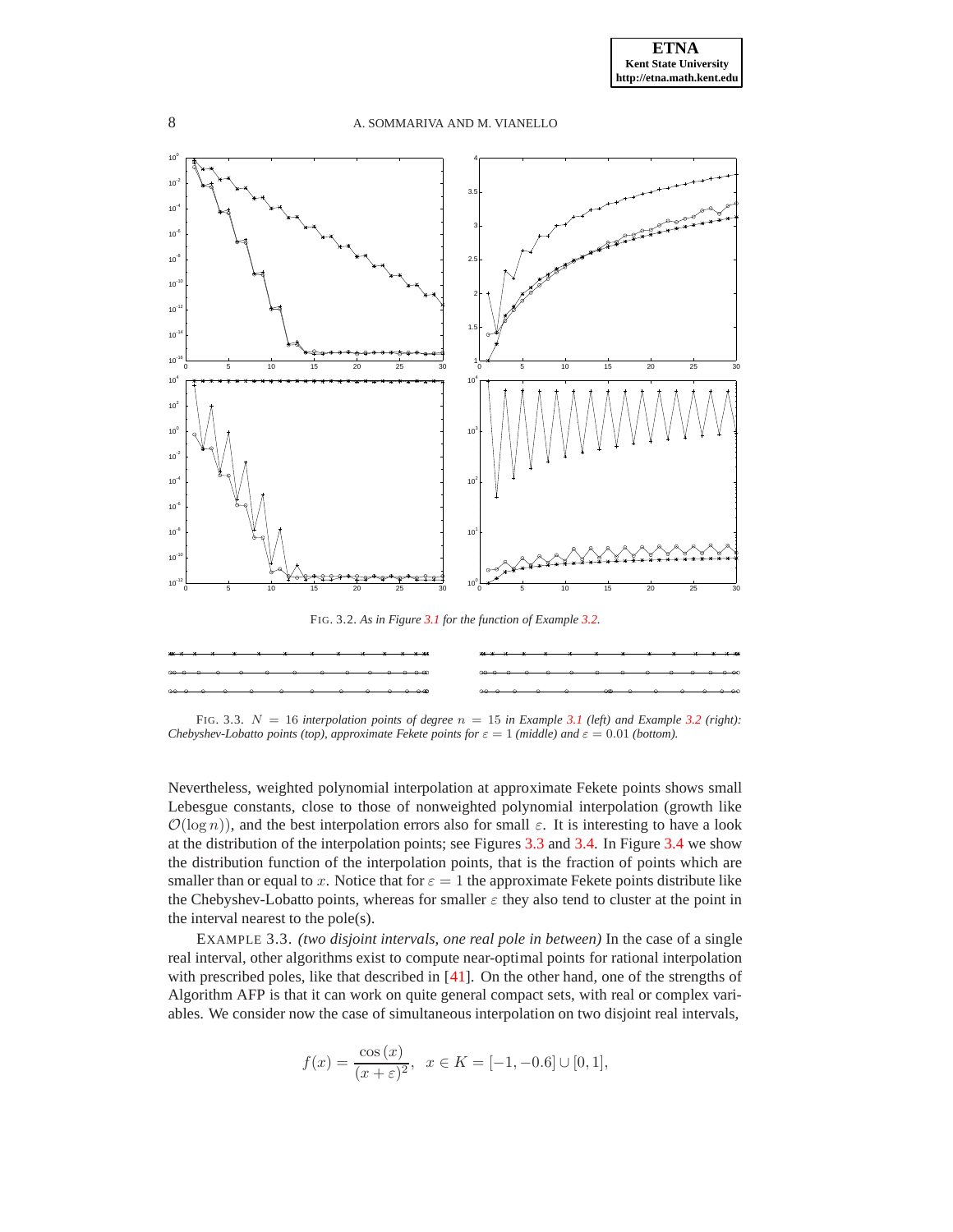FIG. 3.2. *As in Figure 3.1 for the function of Example 3.2.*

FIG. 3.3. $N = 16$ *interpolation points of degree* $n = 15$ *in Example 3.1 (left) and Example 3.2 (right): Chebyshev-Lobatto points (top), approximate Fekete points for* $\varepsilon = 1$ *(middle) and* $\varepsilon = 0.01$ *(bottom).*

Nevertheless, weighted polynomial interpolation at approximate Fekete points shows small Lebesgue constants, close to those of nonweighted polynomial interpolation (growth like $\mathcal{O}(\log n)$), and the best interpolation errors also for small $\varepsilon$. It is interesting to have a look at the distribution of the interpolation points; see Figures 3.3 and 3.4. In Figure 3.4 we show the distribution function of the interpolation points, that is the fraction of points which are smaller than or equal to $x$. Notice that for $\varepsilon = 1$ the approximate Fekete points distribute like the Chebyshev-Lobatto points, whereas for smaller $\varepsilon$ they also tend to cluster at the point in the interval nearest to the pole(s).

EXAMPLE 3.3. *(two disjoint intervals, one real pole in between)* In the case of a single real interval, other algorithms exist to compute near-optimal points for rational interpolation with prescribed poles, like that described in [41]. On the other hand, one of the strengths of Algorithm AFP is that it can work on quite general compact sets, with real or complex variables. We consider now the case of simultaneous interpolation on two disjoint real intervals,

$$f(x) = \frac{\cos(x)}{(x+\varepsilon)^2}, \quad x \in K = [-1, -0.6] \cup [0, 1],$$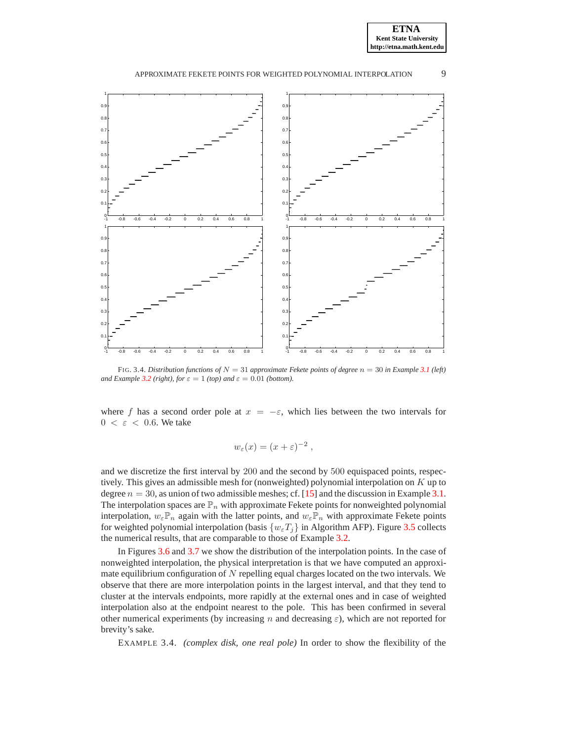FIG. 3.4. *Distribution functions of $N = 31$ approximate Fekete points of degree $n = 30$ in Example 3.1 (left) and Example 3.2 (right), for $\varepsilon = 1$ (top) and $\varepsilon = 0.01$ (bottom).*

where $f$ has a second order pole at $x = -\varepsilon$, which lies between the two intervals for $0 < \varepsilon < 0.6$. We take

$$w_\varepsilon(x) = (x + \varepsilon)^{-2} ,$$

and we discretize the first interval by 200 and the second by 500 equispaced points, respectively. This gives an admissible mesh for (nonweighted) polynomial interpolation on $K$ up to degree $n = 30$, as union of two admissible meshes; cf. [15] and the discussion in Example 3.1. The interpolation spaces are $\mathbb{P}_n$ with approximate Fekete points for nonweighted polynomial interpolation, $w_\varepsilon \mathbb{P}_n$ again with the latter points, and $w_\varepsilon \mathbb{P}_n$ with approximate Fekete points for weighted polynomial interpolation (basis $\{w_\varepsilon T_j\}$ in Algorithm AFP). Figure 3.5 collects the numerical results, that are comparable to those of Example 3.2.

In Figures 3.6 and 3.7 we show the distribution of the interpolation points. In the case of nonweighted interpolation, the physical interpretation is that we have computed an approximate equilibrium configuration of $N$ repelling equal charges located on the two intervals. We observe that there are more interpolation points in the largest interval, and that they tend to cluster at the intervals endpoints, more rapidly at the external ones and in case of weighted interpolation also at the endpoint nearest to the pole. This has been confirmed in several other numerical experiments (by increasing $n$ and decreasing $\varepsilon$), which are not reported for brevity's sake.

EXAMPLE 3.4. *(complex disk, one real pole)* In order to show the flexibility of the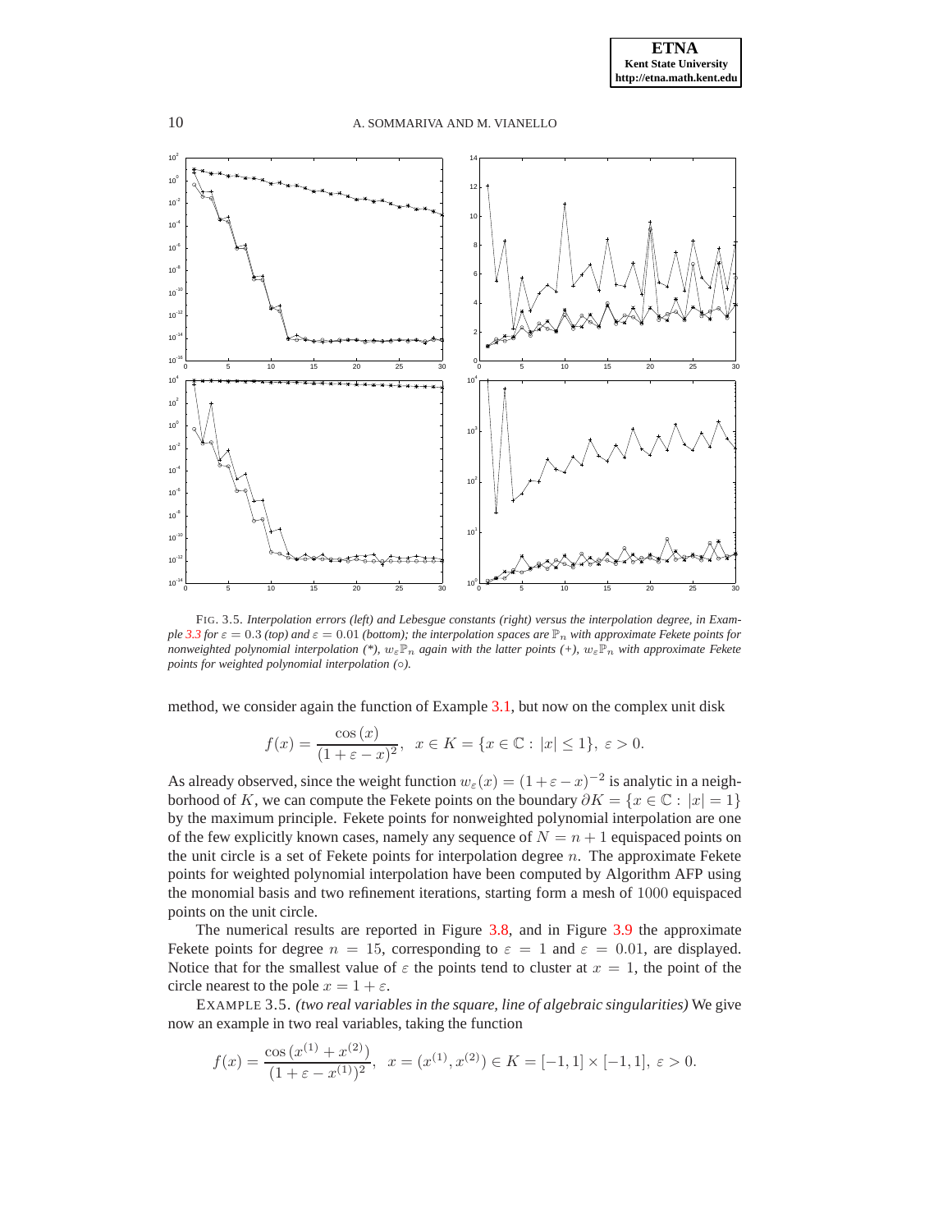FIG. 3.5. *Interpolation errors (left) and Lebesgue constants (right) versus the interpolation degree, in Example 3.3 for $\varepsilon = 0.3$ (top) and $\varepsilon = 0.01$ (bottom); the interpolation spaces are $\mathbb{P}_n$ with approximate Fekete points for nonweighted polynomial interpolation (\*), $w_\varepsilon \mathbb{P}_n$ again with the latter points (+), $w_\varepsilon \mathbb{P}_n$ with approximate Fekete points for weighted polynomial interpolation (○).*

method, we consider again the function of Example 3.1, but now on the complex unit disk

$$f(x) = \frac{\cos(x)}{(1+\varepsilon - x)^2}, \ \ x \in K = \{x \in \mathbb{C} : |x| \le 1\}, \ \varepsilon > 0.$$

As already observed, since the weight function $w_\varepsilon(x) = (1+\varepsilon-x)^{-2}$ is analytic in a neighborhood of $K$, we can compute the Fekete points on the boundary $\partial K = \{x \in \mathbb{C} : |x| = 1\}$ by the maximum principle. Fekete points for nonweighted polynomial interpolation are one of the few explicitly known cases, namely any sequence of $N = n+1$ equispaced points on the unit circle is a set of Fekete points for interpolation degree $n$. The approximate Fekete points for weighted polynomial interpolation have been computed by Algorithm AFP using the monomial basis and two refinement iterations, starting form a mesh of $1000$ equispaced points on the unit circle.

The numerical results are reported in Figure 3.8, and in Figure 3.9 the approximate Fekete points for degree $n = 15$, corresponding to $\varepsilon = 1$ and $\varepsilon = 0.01$, are displayed. Notice that for the smallest value of $\varepsilon$ the points tend to cluster at $x = 1$, the point of the circle nearest to the pole $x = 1 + \varepsilon$.

EXAMPLE 3.5. *(two real variables in the square, line of algebraic singularities)* We give now an example in two real variables, taking the function

$$f(x) = \frac{\cos(x^{(1)} + x^{(2)})}{(1+\varepsilon - x^{(1)})^2}, \ \ x = (x^{(1)}, x^{(2)}) \in K = [-1,1] \times [-1,1], \ \varepsilon > 0.$$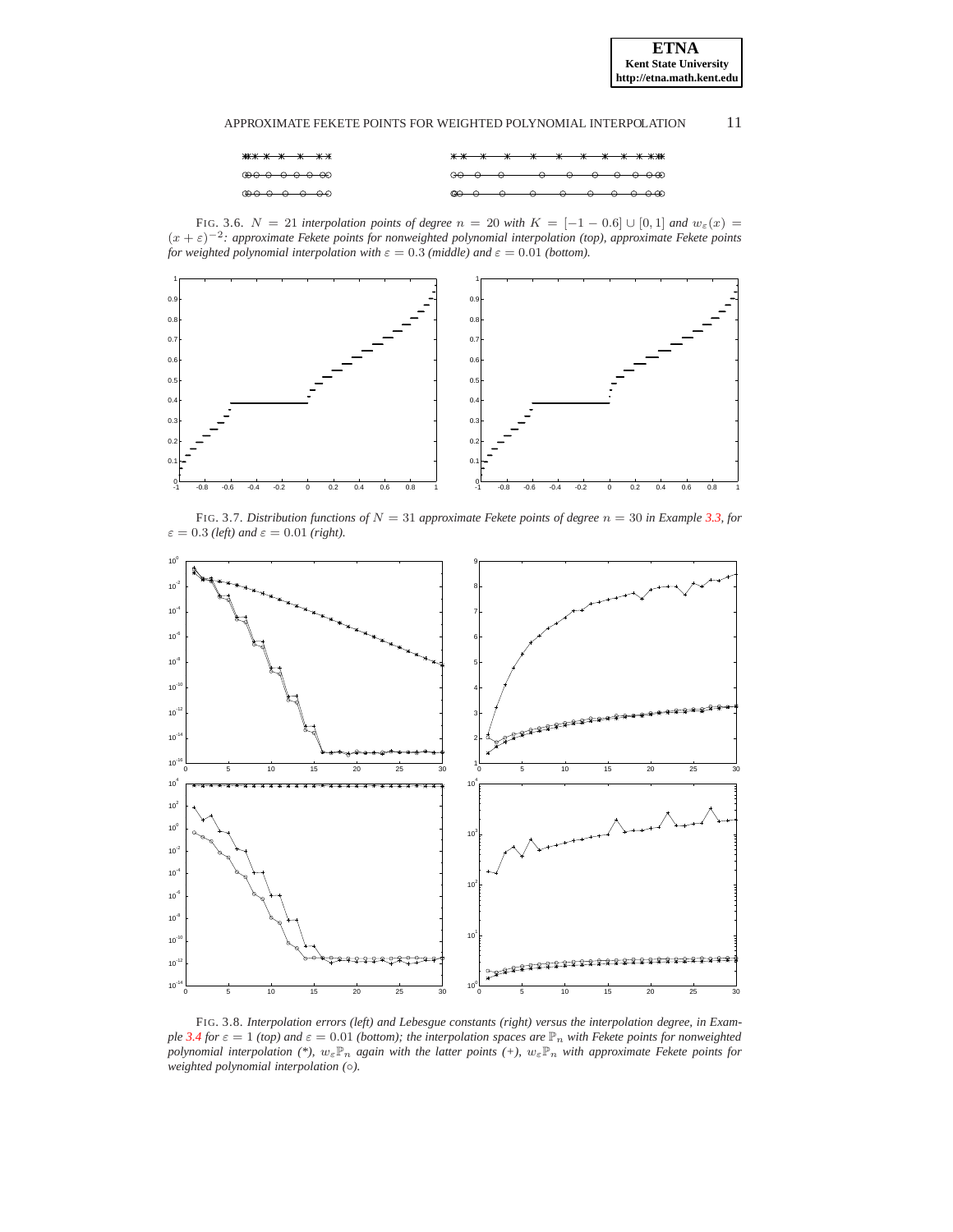FIG. 3.6. $N = 21$ *interpolation points of degree* $n = 20$ *with* $K = [-1 - 0.6] \cup [0, 1]$ *and* $w_\varepsilon(x) = (x + \varepsilon)^{-2}$*: approximate Fekete points for nonweighted polynomial interpolation (top), approximate Fekete points for weighted polynomial interpolation with* $\varepsilon = 0.3$ *(middle) and* $\varepsilon = 0.01$ *(bottom).*

FIG. 3.7. *Distribution functions of* $N = 31$ *approximate Fekete points of degree* $n = 30$ *in Example 3.3, for* $\varepsilon = 0.3$ *(left) and* $\varepsilon = 0.01$ *(right).*

FIG. 3.8. *Interpolation errors (left) and Lebesgue constants (right) versus the interpolation degree, in Example 3.4 for* $\varepsilon = 1$ *(top) and* $\varepsilon = 0.01$ *(bottom); the interpolation spaces are* $\mathbb{P}_n$ *with Fekete points for nonweighted polynomial interpolation (\*),* $w_\varepsilon \mathbb{P}_n$ *again with the latter points (+),* $w_\varepsilon \mathbb{P}_n$ *with approximate Fekete points for weighted polynomial interpolation (○).*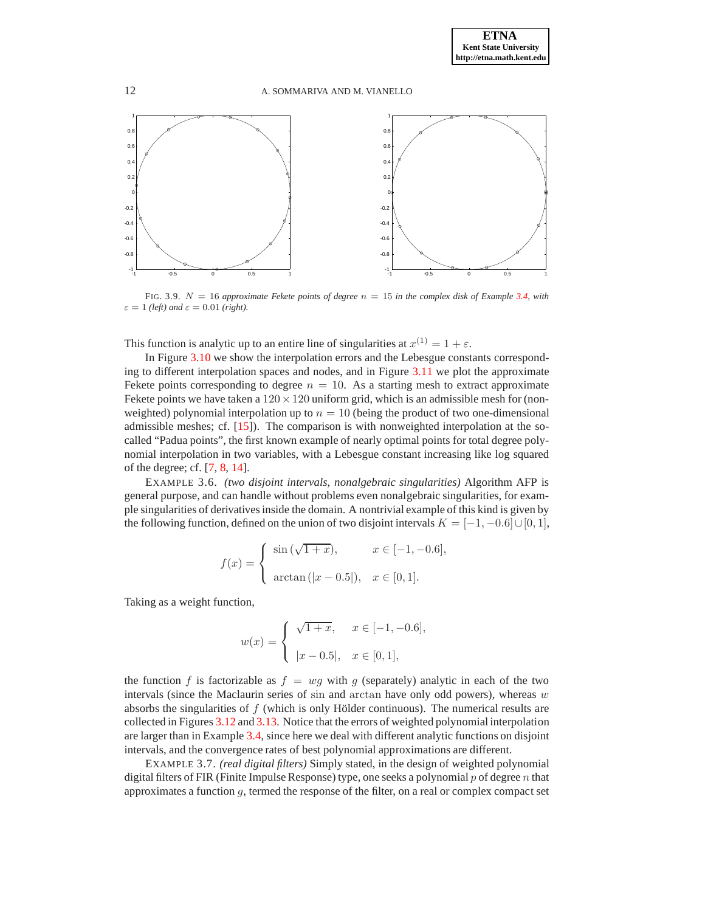FIG. 3.9. $N = 16$ *approximate Fekete points of degree* $n = 15$ *in the complex disk of Example 3.4, with* $\varepsilon = 1$ *(left) and* $\varepsilon = 0.01$ *(right).*

This function is analytic up to an entire line of singularities at $x^{(1)} = 1 + \varepsilon$.

In Figure 3.10 we show the interpolation errors and the Lebesgue constants corresponding to different interpolation spaces and nodes, and in Figure 3.11 we plot the approximate Fekete points corresponding to degree $n = 10$. As a starting mesh to extract approximate Fekete points we have taken a $120 \times 120$ uniform grid, which is an admissible mesh for (nonweighted) polynomial interpolation up to $n = 10$ (being the product of two one-dimensional admissible meshes; cf. [15]). The comparison is with nonweighted interpolation at the so-called "Padua points", the first known example of nearly optimal points for total degree polynomial interpolation in two variables, with a Lebesgue constant increasing like log squared of the degree; cf. [7, 8, 14].

EXAMPLE 3.6. *(two disjoint intervals, nonalgebraic singularities)* Algorithm AFP is general purpose, and can handle without problems even nonalgebraic singularities, for example singularities of derivatives inside the domain. A nontrivial example of this kind is given by the following function, defined on the union of two disjoint intervals $K = [-1, -0.6] \cup [0, 1]$,

$$
f(x) = \begin{cases} \sin\left(\sqrt{1+x}\right), & x \in [-1, -0.6], \\[2ex] \arctan\left(|x - 0.5|\right), & x \in [0, 1]. \end{cases}
$$

Taking as a weight function,

$$
w(x) = \begin{cases} \sqrt{1+x}, & x \in [-1, -0.6], \\[2ex] |x - 0.5|, & x \in [0, 1], \end{cases}
$$

the function $f$ is factorizable as $f = wg$ with $g$ (separately) analytic in each of the two intervals (since the Maclaurin series of $\sin$ and $\arctan$ have only odd powers), whereas $w$ absorbs the singularities of $f$ (which is only Hölder continuous). The numerical results are collected in Figures 3.12 and 3.13. Notice that the errors of weighted polynomial interpolation are larger than in Example 3.4, since here we deal with different analytic functions on disjoint intervals, and the convergence rates of best polynomial approximations are different.

EXAMPLE 3.7. *(real digital filters)* Simply stated, in the design of weighted polynomial digital filters of FIR (Finite Impulse Response) type, one seeks a polynomial $p$ of degree $n$ that approximates a function $g$, termed the response of the filter, on a real or complex compact set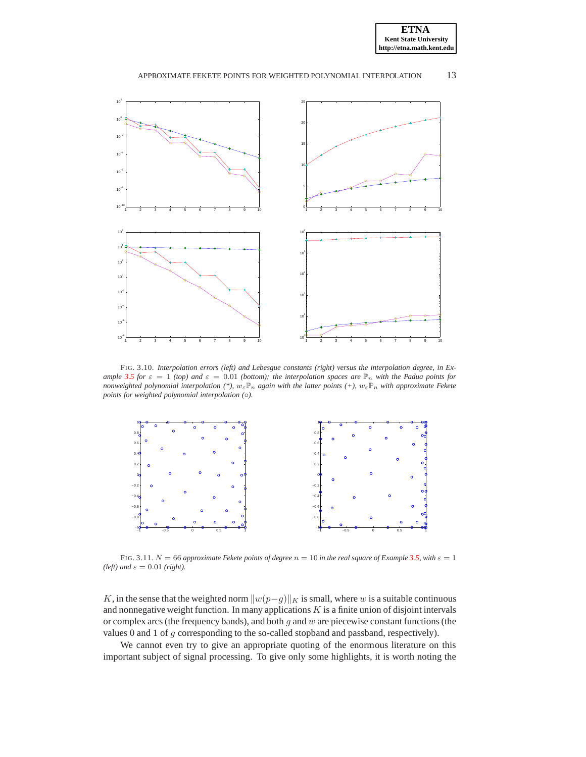FIG. 3.10. *Interpolation errors (left) and Lebesgue constants (right) versus the interpolation degree, in Example 3.5 for $\varepsilon = 1$ (top) and $\varepsilon = 0.01$ (bottom); the interpolation spaces are $\mathbb{P}_n$ with the Padua points for nonweighted polynomial interpolation (\*), $w_\varepsilon \mathbb{P}_n$ again with the latter points (+), $w_\varepsilon \mathbb{P}_n$ with approximate Fekete points for weighted polynomial interpolation ($\circ$).*

FIG. 3.11. *$N = 66$ approximate Fekete points of degree $n = 10$ in the real square of Example 3.5, with $\varepsilon = 1$ (left) and $\varepsilon = 0.01$ (right).*

$K$, in the sense that the weighted norm $\|w(p-g)\|_K$ is small, where $w$ is a suitable continuous and nonnegative weight function. In many applications $K$ is a finite union of disjoint intervals or complex arcs (the frequency bands), and both $g$ and $w$ are piecewise constant functions (the values 0 and 1 of $g$ corresponding to the so-called stopband and passband, respectively).

We cannot even try to give an appropriate quoting of the enormous literature on this important subject of signal processing. To give only some highlights, it is worth noting the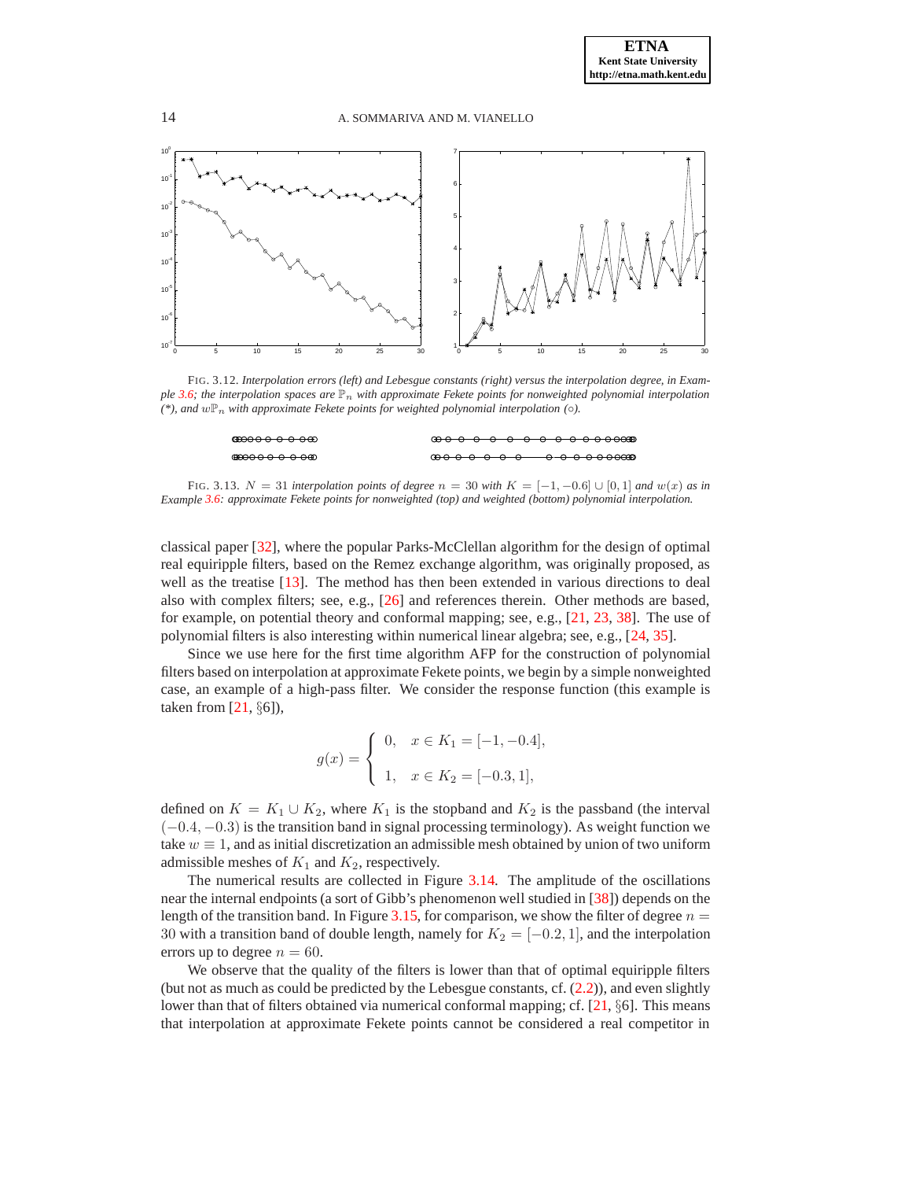FIG. 3.12. *Interpolation errors (left) and Lebesgue constants (right) versus the interpolation degree, in Example 3.6; the interpolation spaces are $\mathbb{P}_n$ with approximate Fekete points for nonweighted polynomial interpolation (\*), and $w\mathbb{P}_n$ with approximate Fekete points for weighted polynomial interpolation (○).*

FIG. 3.13. *$N = 31$ interpolation points of degree $n = 30$ with $K = [-1, -0.6] \cup [0, 1]$ and $w(x)$ as in Example 3.6: approximate Fekete points for nonweighted (top) and weighted (bottom) polynomial interpolation.*

classical paper [32], where the popular Parks-McClellan algorithm for the design of optimal real equiripple filters, based on the Remez exchange algorithm, was originally proposed, as well as the treatise [13]. The method has then been extended in various directions to deal also with complex filters; see, e.g., [26] and references therein. Other methods are based, for example, on potential theory and conformal mapping; see, e.g., [21, 23, 38]. The use of polynomial filters is also interesting within numerical linear algebra; see, e.g., [24, 35].

Since we use here for the first time algorithm AFP for the construction of polynomial filters based on interpolation at approximate Fekete points, we begin by a simple nonweighted case, an example of a high-pass filter. We consider the response function (this example is taken from [21, §6]),

$$g(x) = \begin{cases} 0, & x \in K_1 = [-1, -0.4], \\ 1, & x \in K_2 = [-0.3, 1], \end{cases}$$

defined on $K = K_1 \cup K_2$, where $K_1$ is the stopband and $K_2$ is the passband (the interval $(-0.4, -0.3)$ is the transition band in signal processing terminology). As weight function we take $w \equiv 1$, and as initial discretization an admissible mesh obtained by union of two uniform admissible meshes of $K_1$ and $K_2$, respectively.

The numerical results are collected in Figure 3.14. The amplitude of the oscillations near the internal endpoints (a sort of Gibb's phenomenon well studied in [38]) depends on the length of the transition band. In Figure 3.15, for comparison, we show the filter of degree $n = 30$ with a transition band of double length, namely for $K_2 = [-0.2, 1]$, and the interpolation errors up to degree $n = 60$.

We observe that the quality of the filters is lower than that of optimal equiripple filters (but not as much as could be predicted by the Lebesgue constants, cf. (2.2)), and even slightly lower than that of filters obtained via numerical conformal mapping; cf. [21, §6]. This means that interpolation at approximate Fekete points cannot be considered a real competitor in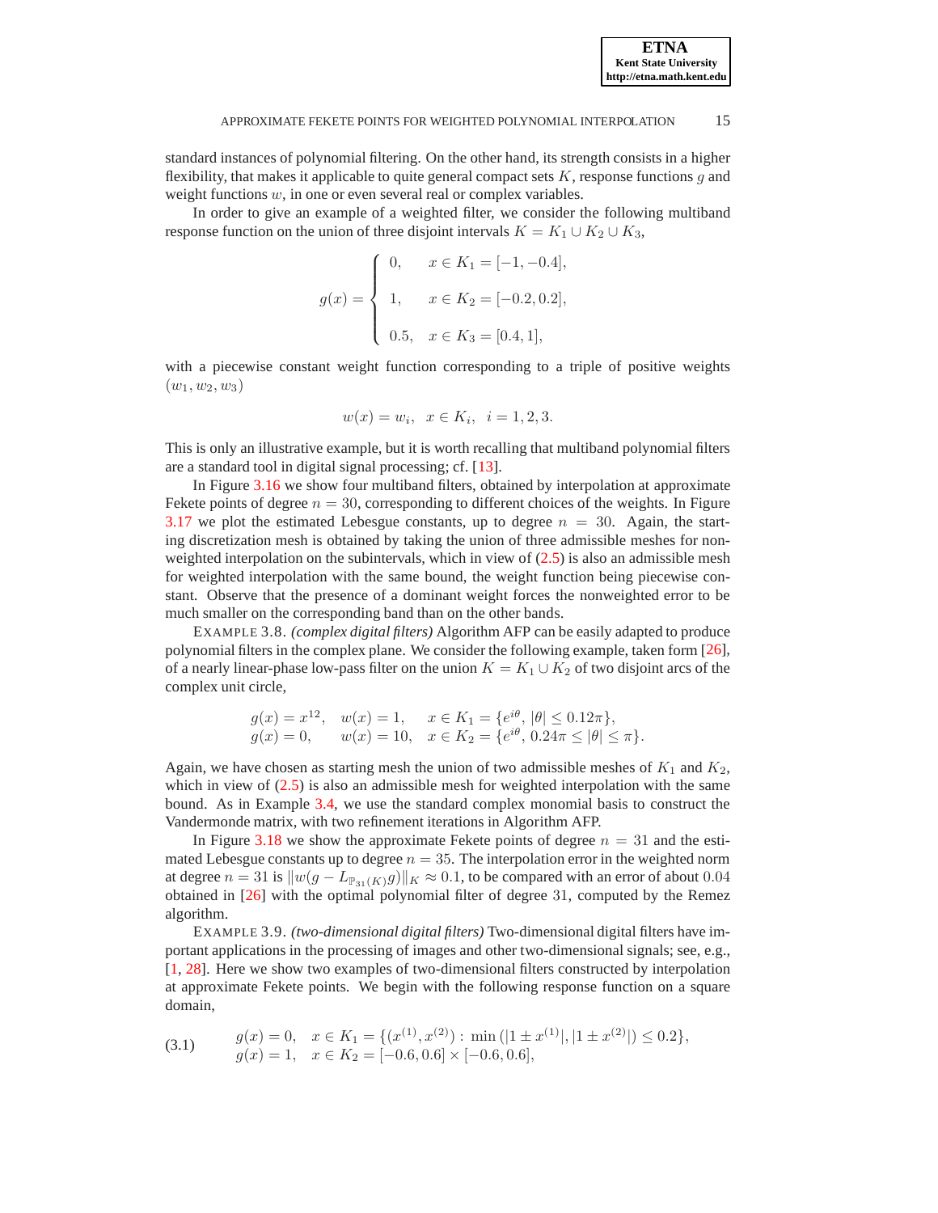standard instances of polynomial filtering. On the other hand, its strength consists in a higher flexibility, that makes it applicable to quite general compact sets $K$, response functions $g$ and weight functions $w$, in one or even several real or complex variables.

In order to give an example of a weighted filter, we consider the following multiband response function on the union of three disjoint intervals $K = K_1 \cup K_2 \cup K_3$,

$$g(x) = \begin{cases} 0, & x \in K_1 = [-1, -0.4], \\ 1, & x \in K_2 = [-0.2, 0.2], \\ 0.5, & x \in K_3 = [0.4, 1], \end{cases}$$

with a piecewise constant weight function corresponding to a triple of positive weights $(w_1, w_2, w_3)$

$$w(x) = w_i, \;\; x \in K_i, \;\; i = 1, 2, 3.$$

This is only an illustrative example, but it is worth recalling that multiband polynomial filters are a standard tool in digital signal processing; cf. [13].

In Figure 3.16 we show four multiband filters, obtained by interpolation at approximate Fekete points of degree $n = 30$, corresponding to different choices of the weights. In Figure 3.17 we plot the estimated Lebesgue constants, up to degree $n = 30$. Again, the starting discretization mesh is obtained by taking the union of three admissible meshes for non-weighted interpolation on the subintervals, which in view of (2.5) is also an admissible mesh for weighted interpolation with the same bound, the weight function being piecewise constant. Observe that the presence of a dominant weight forces the nonweighted error to be much smaller on the corresponding band than on the other bands.

EXAMPLE 3.8. *(complex digital filters)* Algorithm AFP can be easily adapted to produce polynomial filters in the complex plane. We consider the following example, taken form [26], of a nearly linear-phase low-pass filter on the union $K = K_1 \cup K_2$ of two disjoint arcs of the complex unit circle,

$$\begin{array}{lll} g(x) = x^{12}, & w(x) = 1, & x \in K_1 = \{e^{i\theta}, \, |\theta| \le 0.12\pi\}, \\ g(x) = 0, & w(x) = 10, & x \in K_2 = \{e^{i\theta}, \, 0.24\pi \le |\theta| \le \pi\}. \end{array}$$

Again, we have chosen as starting mesh the union of two admissible meshes of $K_1$ and $K_2$, which in view of (2.5) is also an admissible mesh for weighted interpolation with the same bound. As in Example 3.4, we use the standard complex monomial basis to construct the Vandermonde matrix, with two refinement iterations in Algorithm AFP.

In Figure 3.18 we show the approximate Fekete points of degree $n = 31$ and the estimated Lebesgue constants up to degree $n = 35$. The interpolation error in the weighted norm at degree $n = 31$ is $\|w(g - L_{\mathbb{P}_{31}(K)} g)\|_K \approx 0.1$, to be compared with an error of about $0.04$ obtained in [26] with the optimal polynomial filter of degree 31, computed by the Remez algorithm.

EXAMPLE 3.9. *(two-dimensional digital filters)* Two-dimensional digital filters have important applications in the processing of images and other two-dimensional signals; see, e.g., [1, 28]. Here we show two examples of two-dimensional filters constructed by interpolation at approximate Fekete points. We begin with the following response function on a square domain,

$$\begin{array}{ll} g(x) = 0, & x \in K_1 = \{(x^{(1)}, x^{(2)}) : \, \min\left(|1 \pm x^{(1)}|, |1 \pm x^{(2)}|\right) \le 0.2\}, \\ g(x) = 1, & x \in K_2 = [-0.6, 0.6] \times [-0.6, 0.6], \end{array} \tag{3.1}$$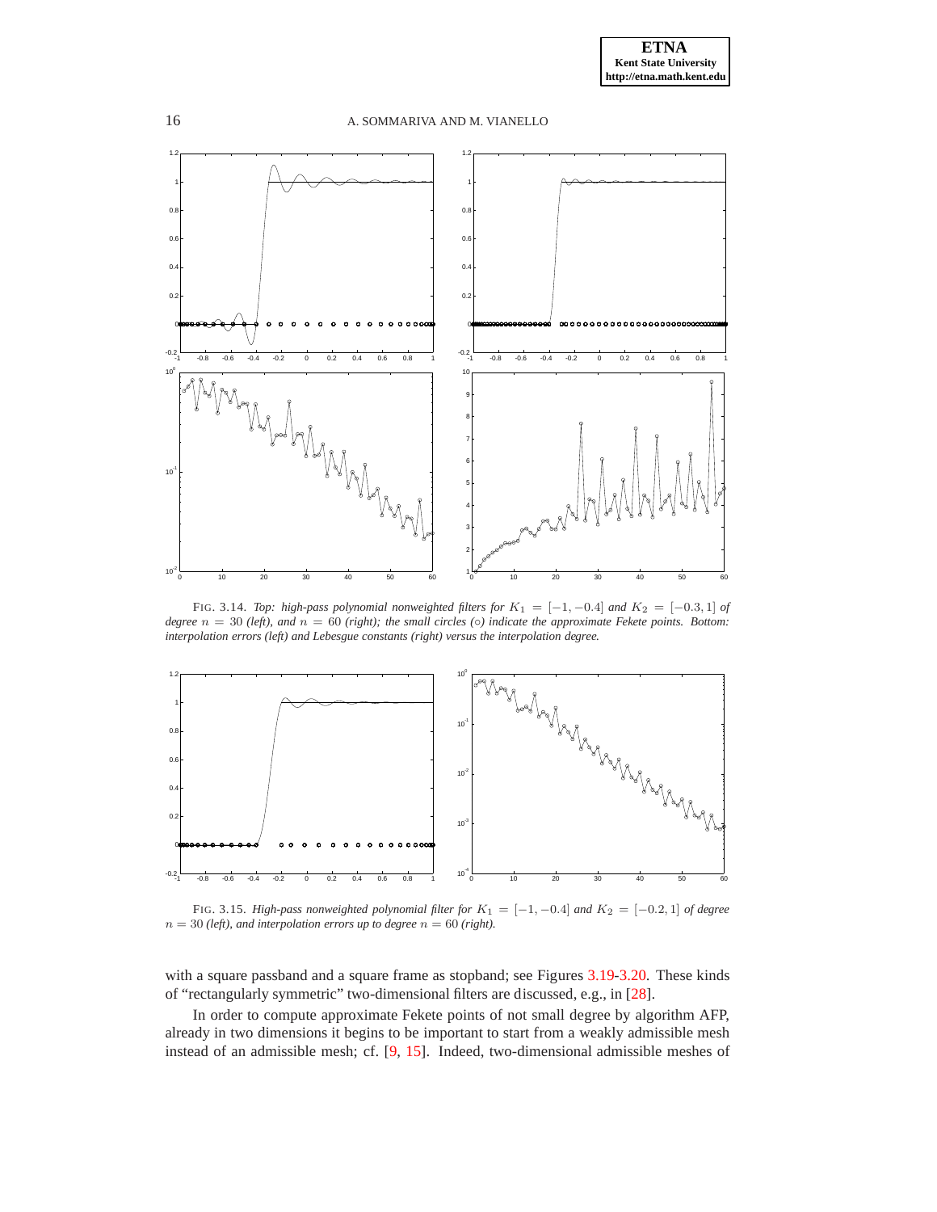FIG. 3.14. *Top: high-pass polynomial nonweighted filters for $K_1 = [-1, -0.4]$ and $K_2 = [-0.3, 1]$ of degree $n = 30$ (left), and $n = 60$ (right); the small circles (○) indicate the approximate Fekete points. Bottom: interpolation errors (left) and Lebesgue constants (right) versus the interpolation degree.*

FIG. 3.15. *High-pass nonweighted polynomial filter for $K_1 = [-1, -0.4]$ and $K_2 = [-0.2, 1]$ of degree $n = 30$ (left), and interpolation errors up to degree $n = 60$ (right).*

with a square passband and a square frame as stopband; see Figures 3.19-3.20. These kinds of "rectangularly symmetric" two-dimensional filters are discussed, e.g., in [28].

In order to compute approximate Fekete points of not small degree by algorithm AFP, already in two dimensions it begins to be important to start from a weakly admissible mesh instead of an admissible mesh; cf. [9, 15]. Indeed, two-dimensional admissible meshes of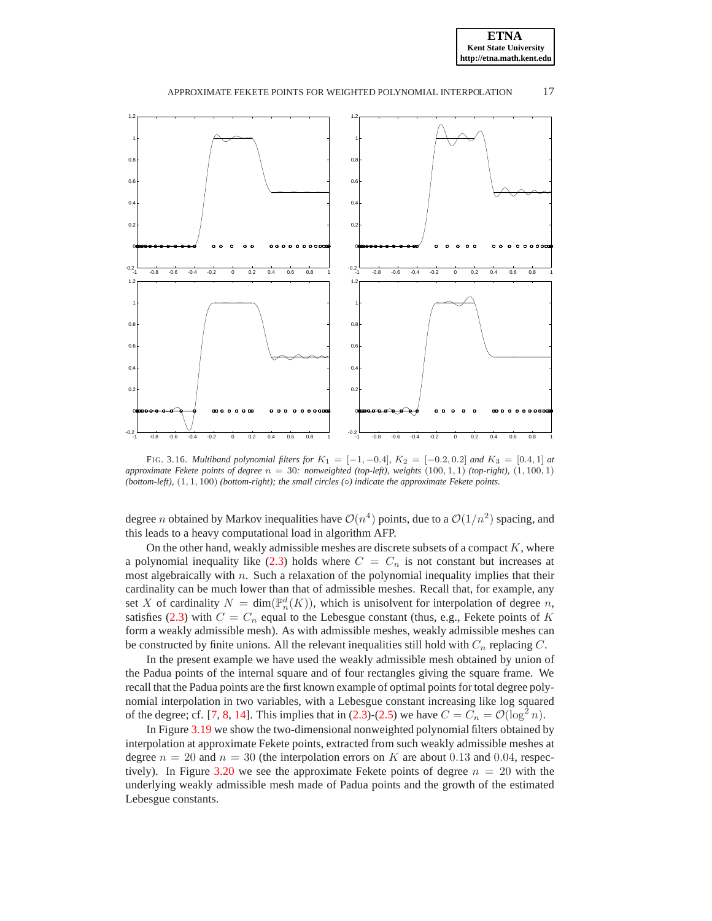FIG. 3.16. *Multiband polynomial filters for $K_1 = [-1,-0.4]$, $K_2 = [-0.2, 0.2]$ and $K_3 = [0.4, 1]$ at approximate Fekete points of degree $n = 30$: nonweighted (top-left), weights $(100, 1, 1)$ (top-right), $(1, 100, 1)$ (bottom-left), $(1, 1, 100)$ (bottom-right); the small circles (○) indicate the approximate Fekete points.*

degree $n$ obtained by Markov inequalities have $\mathcal{O}(n^4)$ points, due to a $\mathcal{O}(1/n^2)$ spacing, and this leads to a heavy computational load in algorithm AFP.

On the other hand, weakly admissible meshes are discrete subsets of a compact $K$, where a polynomial inequality like (2.3) holds where $C = C_n$ is not constant but increases at most algebraically with $n$. Such a relaxation of the polynomial inequality implies that their cardinality can be much lower than that of admissible meshes. Recall that, for example, any set $X$ of cardinality $N = \dim(\mathbb{P}_n^d(K))$, which is unisolvent for interpolation of degree $n$, satisfies (2.3) with $C = C_n$ equal to the Lebesgue constant (thus, e.g., Fekete points of $K$ form a weakly admissible mesh). As with admissible meshes, weakly admissible meshes can be constructed by finite unions. All the relevant inequalities still hold with $C_n$ replacing $C$.

In the present example we have used the weakly admissible mesh obtained by union of the Padua points of the internal square and of four rectangles giving the square frame. We recall that the Padua points are the first known example of optimal points for total degree polynomial interpolation in two variables, with a Lebesgue constant increasing like log squared of the degree; cf. [7, 8, 14]. This implies that in (2.3)-(2.5) we have $C = C_n = \mathcal{O}(\log^2 n)$.

In Figure 3.19 we show the two-dimensional nonweighted polynomial filters obtained by interpolation at approximate Fekete points, extracted from such weakly admissible meshes at degree $n = 20$ and $n = 30$ (the interpolation errors on $K$ are about $0.13$ and $0.04$, respectively). In Figure 3.20 we see the approximate Fekete points of degree $n = 20$ with the underlying weakly admissible mesh made of Padua points and the growth of the estimated Lebesgue constants.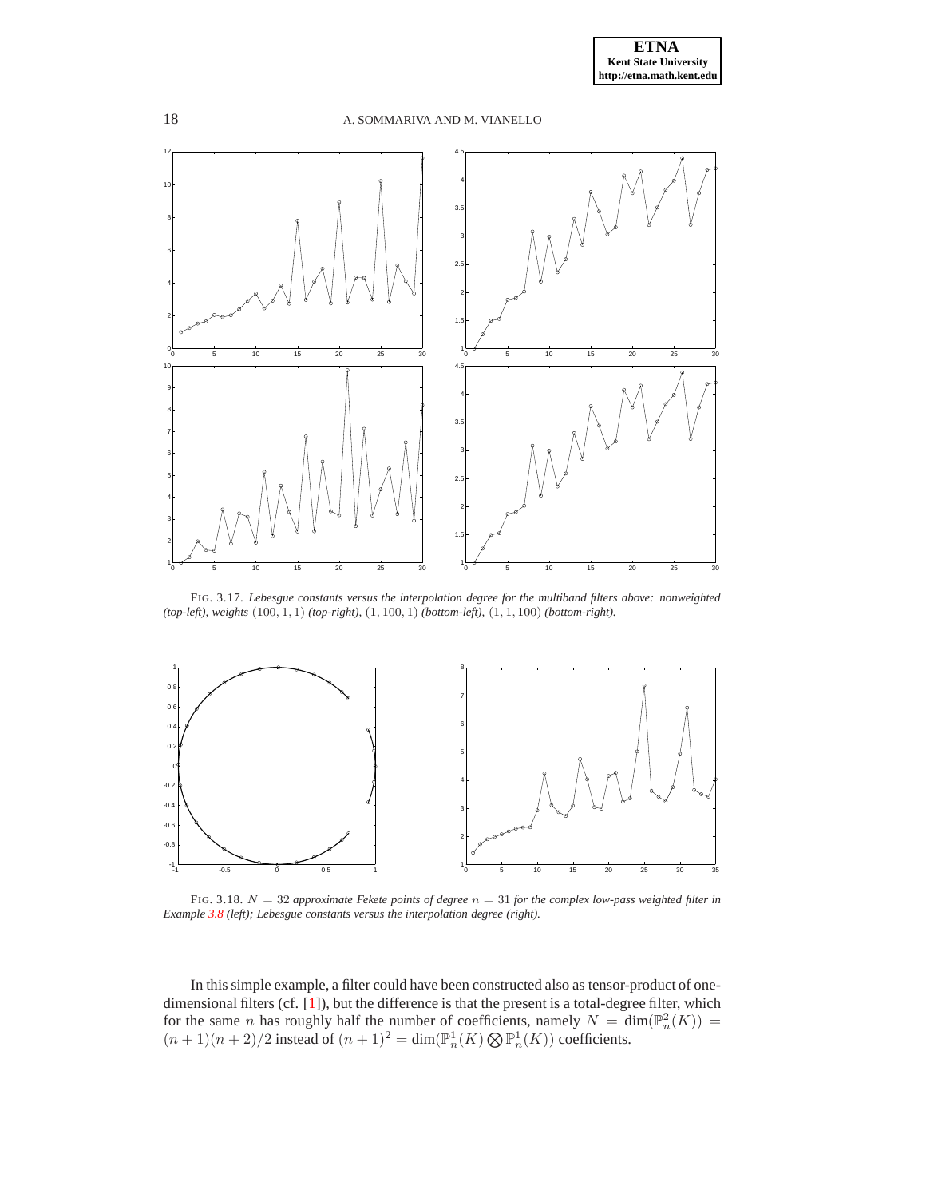FIG. 3.17. *Lebesgue constants versus the interpolation degree for the multiband filters above: nonweighted (top-left), weights* $(100, 1, 1)$ *(top-right),* $(1, 100, 1)$ *(bottom-left),* $(1, 1, 100)$ *(bottom-right).*

FIG. 3.18. $N = 32$ *approximate Fekete points of degree* $n = 31$ *for the complex low-pass weighted filter in Example 3.8 (left); Lebesgue constants versus the interpolation degree (right).*

In this simple example, a filter could have been constructed also as tensor-product of one-dimensional filters (cf. [1]), but the difference is that the present is a total-degree filter, which for the same $n$ has roughly half the number of coefficients, namely $N = \dim(\mathbb{P}_n^2(K)) = (n+1)(n+2)/2$ instead of $(n+1)^2 = \dim(\mathbb{P}_n^1(K) \bigotimes \mathbb{P}_n^1(K))$ coefficients.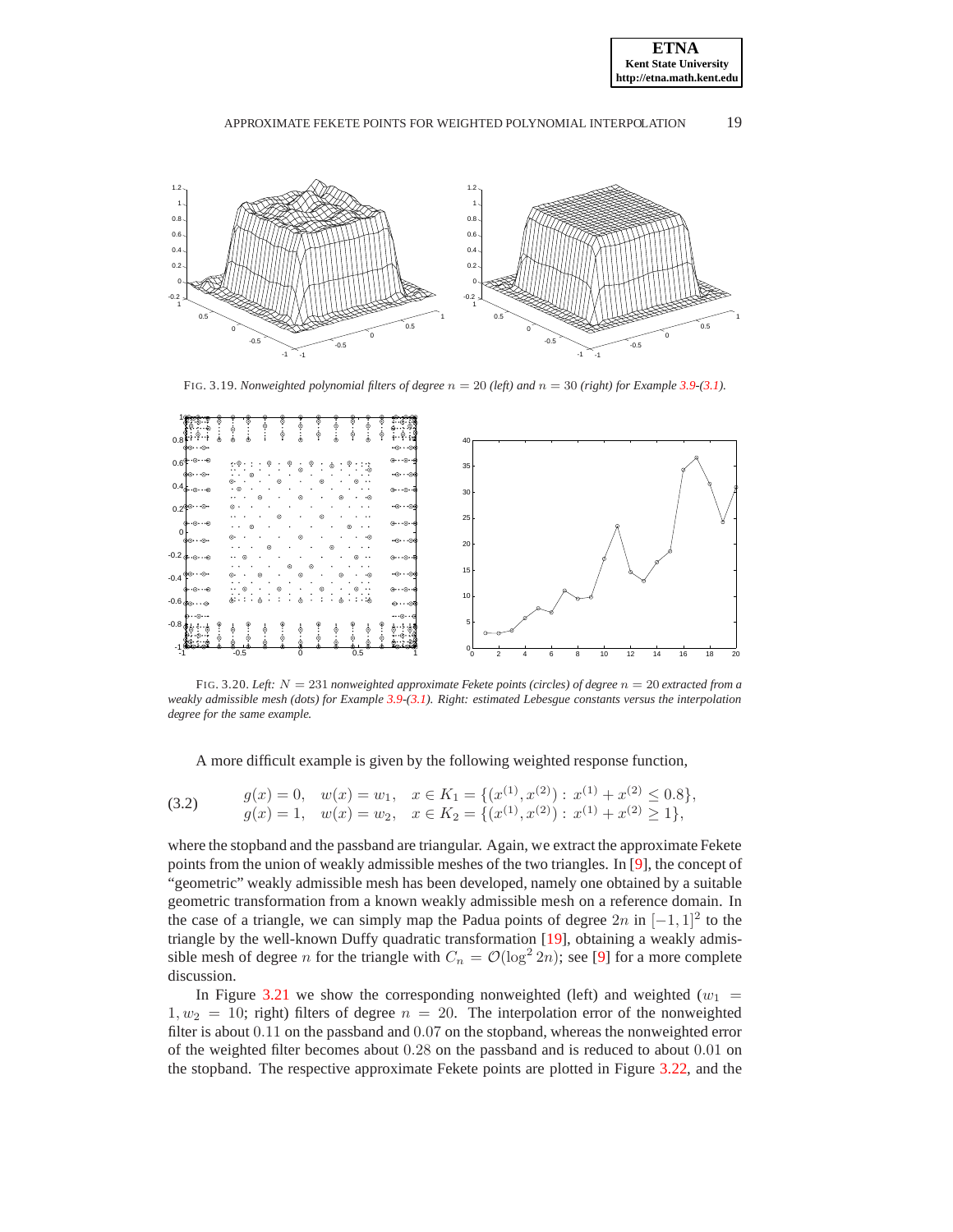FIG. 3.19. *Nonweighted polynomial filters of degree $n = 20$ (left) and $n = 30$ (right) for Example 3.9-(3.1).*

FIG. 3.20. *Left: $N = 231$ nonweighted approximate Fekete points (circles) of degree $n = 20$ extracted from a weakly admissible mesh (dots) for Example 3.9-(3.1). Right: estimated Lebesgue constants versus the interpolation degree for the same example.*

A more difficult example is given by the following weighted response function,

$$
\begin{array}{lll}
g(x) = 0, & w(x) = w_1, & x \in K_1 = \{(x^{(1)}, x^{(2)}) : x^{(1)} + x^{(2)} \leq 0.8\}, \\
g(x) = 1, & w(x) = w_2, & x \in K_2 = \{(x^{(1)}, x^{(2)}) : x^{(1)} + x^{(2)} \geq 1\},
\end{array}
\tag{3.2}
$$

where the stopband and the passband are triangular. Again, we extract the approximate Fekete points from the union of weakly admissible meshes of the two triangles. In [9], the concept of "geometric" weakly admissible mesh has been developed, namely one obtained by a suitable geometric transformation from a known weakly admissible mesh on a reference domain. In the case of a triangle, we can simply map the Padua points of degree $2n$ in $[-1, 1]^2$ to the triangle by the well-known Duffy quadratic transformation [19], obtaining a weakly admissible mesh of degree $n$ for the triangle with $C_n = \mathcal{O}(\log^2 2n)$; see [9] for a more complete discussion.

In Figure 3.21 we show the corresponding nonweighted (left) and weighted ($w_1 = 1, w_2 = 10$; right) filters of degree $n = 20$. The interpolation error of the nonweighted filter is about $0.11$ on the passband and $0.07$ on the stopband, whereas the nonweighted error of the weighted filter becomes about $0.28$ on the passband and is reduced to about $0.01$ on the stopband. The respective approximate Fekete points are plotted in Figure 3.22, and the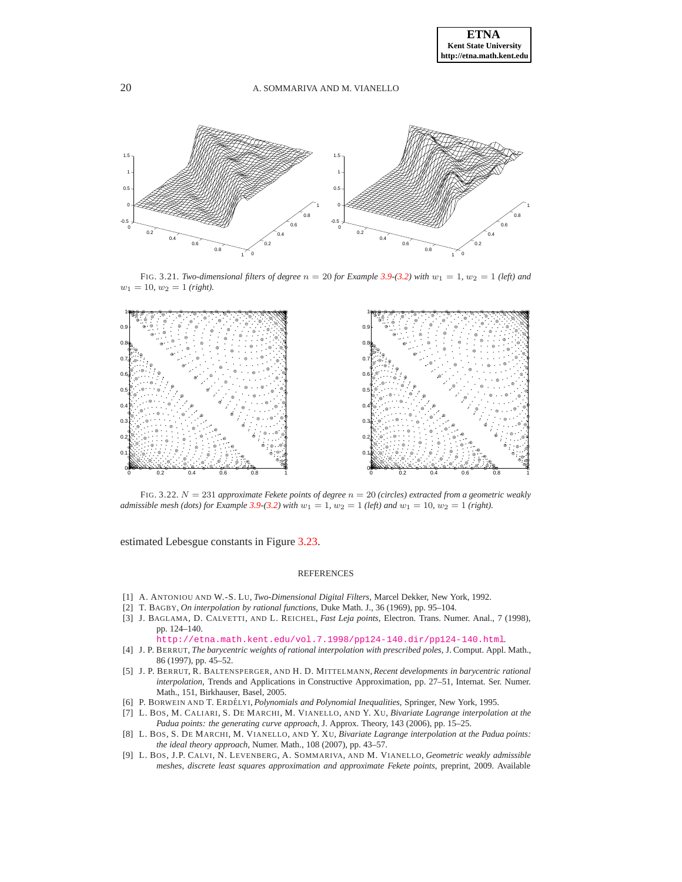FIG. 3.21. *Two-dimensional filters of degree $n = 20$ for Example 3.9-(3.2) with $w_1 = 1$, $w_2 = 1$ (left) and $w_1 = 10$, $w_2 = 1$ (right).*

FIG. 3.22. *$N = 231$ approximate Fekete points of degree $n = 20$ (circles) extracted from a geometric weakly admissible mesh (dots) for Example 3.9-(3.2) with $w_1 = 1$, $w_2 = 1$ (left) and $w_1 = 10$, $w_2 = 1$ (right).*

estimated Lebesgue constants in Figure 3.23.

## REFERENCES

[1] A. ANTONIOU AND W.-S. LU, *Two-Dimensional Digital Filters*, Marcel Dekker, New York, 1992.

[2] T. BAGBY, *On interpolation by rational functions*, Duke Math. J., 36 (1969), pp. 95–104.

[3] J. BAGLAMA, D. CALVETTI, AND L. REICHEL, *Fast Leja points*, Electron. Trans. Numer. Anal., 7 (1998), pp. 124–140. http://etna.math.kent.edu/vol.7.1998/pp124-140.dir/pp124-140.html.

[4] J. P. BERRUT, *The barycentric weights of rational interpolation with prescribed poles*, J. Comput. Appl. Math., 86 (1997), pp. 45–52.

[5] J. P. BERRUT, R. BALTENSPERGER, AND H. D. MITTELMANN, *Recent developments in barycentric rational interpolation*, Trends and Applications in Constructive Approximation, pp. 27–51, Internat. Ser. Numer. Math., 151, Birkhauser, Basel, 2005.

[6] P. BORWEIN AND T. ERDÉLYI, *Polynomials and Polynomial Inequalities*, Springer, New York, 1995.

[7] L. BOS, M. CALIARI, S. DE MARCHI, M. VIANELLO, AND Y. XU, *Bivariate Lagrange interpolation at the Padua points: the generating curve approach*, J. Approx. Theory, 143 (2006), pp. 15–25.

[8] L. BOS, S. DE MARCHI, M. VIANELLO, AND Y. XU, *Bivariate Lagrange interpolation at the Padua points: the ideal theory approach*, Numer. Math., 108 (2007), pp. 43–57.

[9] L. BOS, J.P. CALVI, N. LEVENBERG, A. SOMMARIVA, AND M. VIANELLO, *Geometric weakly admissible meshes, discrete least squares approximation and approximate Fekete points*, preprint, 2009. Available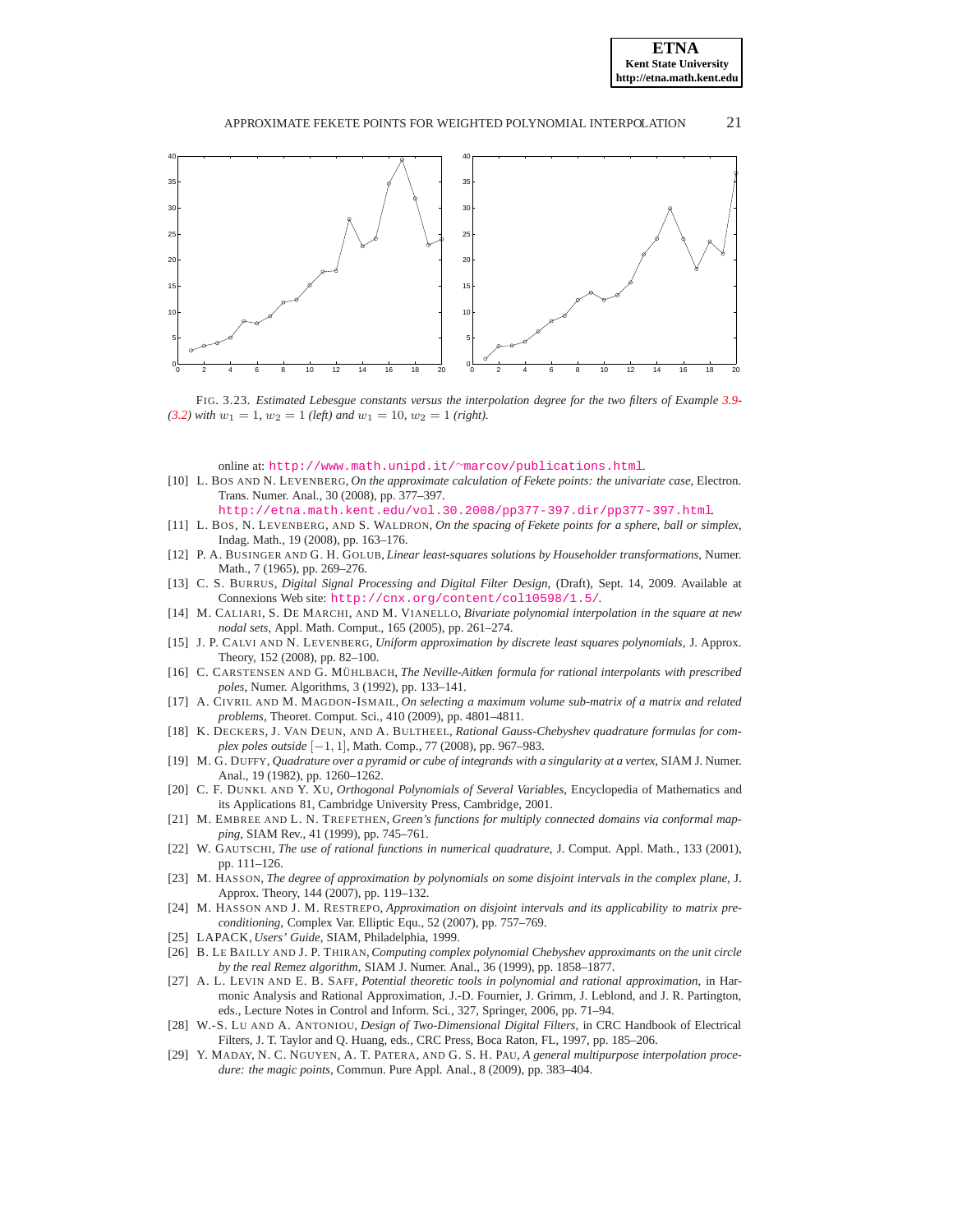FIG. 3.23. *Estimated Lebesgue constants versus the interpolation degree for the two filters of Example 3.9-(3.2) with $w_1 = 1$, $w_2 = 1$ (left) and $w_1 = 10$, $w_2 = 1$ (right).*

online at: http://www.math.unipd.it/~marcov/publications.html.

[10] L. BOS AND N. LEVENBERG, *On the approximate calculation of Fekete points: the univariate case*, Electron. Trans. Numer. Anal., 30 (2008), pp. 377–397. http://etna.math.kent.edu/vol.30.2008/pp377-397.dir/pp377-397.html.

[11] L. BOS, N. LEVENBERG, AND S. WALDRON, *On the spacing of Fekete points for a sphere, ball or simplex*, Indag. Math., 19 (2008), pp. 163–176.

[12] P. A. BUSINGER AND G. H. GOLUB, *Linear least-squares solutions by Householder transformations*, Numer. Math., 7 (1965), pp. 269–276.

[13] C. S. BURRUS, *Digital Signal Processing and Digital Filter Design*, (Draft), Sept. 14, 2009. Available at Connexions Web site: http://cnx.org/content/col10598/1.5/.

[14] M. CALIARI, S. DE MARCHI, AND M. VIANELLO, *Bivariate polynomial interpolation in the square at new nodal sets*, Appl. Math. Comput., 165 (2005), pp. 261–274.

[15] J. P. CALVI AND N. LEVENBERG, *Uniform approximation by discrete least squares polynomials*, J. Approx. Theory, 152 (2008), pp. 82–100.

[16] C. CARSTENSEN AND G. MÜHLBACH, *The Neville-Aitken formula for rational interpolants with prescribed poles*, Numer. Algorithms, 3 (1992), pp. 133–141.

[17] A. CIVRIL AND M. MAGDON-ISMAIL, *On selecting a maximum volume sub-matrix of a matrix and related problems*, Theoret. Comput. Sci., 410 (2009), pp. 4801–4811.

[18] K. DECKERS, J. VAN DEUN, AND A. BULTHEEL, *Rational Gauss-Chebyshev quadrature formulas for complex poles outside $[-1, 1]$*, Math. Comp., 77 (2008), pp. 967–983.

[19] M. G. DUFFY, *Quadrature over a pyramid or cube of integrands with a singularity at a vertex*, SIAM J. Numer. Anal., 19 (1982), pp. 1260–1262.

[20] C. F. DUNKL AND Y. XU, *Orthogonal Polynomials of Several Variables*, Encyclopedia of Mathematics and its Applications 81, Cambridge University Press, Cambridge, 2001.

[21] M. EMBREE AND L. N. TREFETHEN, *Green's functions for multiply connected domains via conformal mapping*, SIAM Rev., 41 (1999), pp. 745–761.

[22] W. GAUTSCHI, *The use of rational functions in numerical quadrature*, J. Comput. Appl. Math., 133 (2001), pp. 111–126.

[23] M. HASSON, *The degree of approximation by polynomials on some disjoint intervals in the complex plane*, J. Approx. Theory, 144 (2007), pp. 119–132.

[24] M. HASSON AND J. M. RESTREPO, *Approximation on disjoint intervals and its applicability to matrix preconditioning*, Complex Var. Elliptic Equ., 52 (2007), pp. 757–769.

[25] LAPACK, *Users' Guide*, SIAM, Philadelphia, 1999.

[26] B. LE BAILLY AND J. P. THIRAN, *Computing complex polynomial Chebyshev approximants on the unit circle by the real Remez algorithm*, SIAM J. Numer. Anal., 36 (1999), pp. 1858–1877.

[27] A. L. LEVIN AND E. B. SAFF, *Potential theoretic tools in polynomial and rational approximation*, in Harmonic Analysis and Rational Approximation, J.-D. Fournier, J. Grimm, J. Leblond, and J. R. Partington, eds., Lecture Notes in Control and Inform. Sci., 327, Springer, 2006, pp. 71–94.

[28] W.-S. LU AND A. ANTONIOU, *Design of Two-Dimensional Digital Filters*, in CRC Handbook of Electrical Filters, J. T. Taylor and Q. Huang, eds., CRC Press, Boca Raton, FL, 1997, pp. 185–206.

[29] Y. MADAY, N. C. NGUYEN, A. T. PATERA, AND G. S. H. PAU, *A general multipurpose interpolation procedure: the magic points*, Commun. Pure Appl. Anal., 8 (2009), pp. 383–404.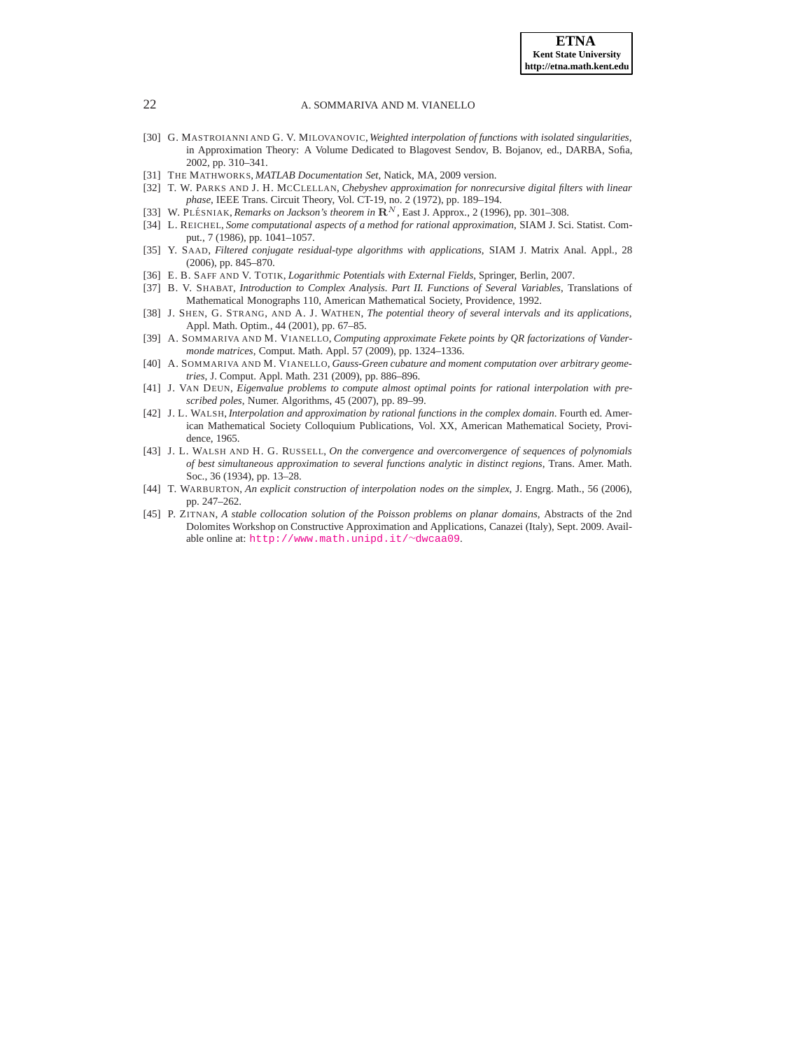[30] G. Mastroianni and G. V. Milovanovic, *Weighted interpolation of functions with isolated singularities*, in Approximation Theory: A Volume Dedicated to Blagovest Sendov, B. Bojanov, ed., DARBA, Sofia, 2002, pp. 310–341.

[31] The Mathworks, *MATLAB Documentation Set*, Natick, MA, 2009 version.

[32] T. W. Parks and J. H. McClellan, *Chebyshev approximation for nonrecursive digital filters with linear phase*, IEEE Trans. Circuit Theory, Vol. CT-19, no. 2 (1972), pp. 189–194.

[33] W. Plésniak, *Remarks on Jackson's theorem in* $\mathbf{R}^N$, East J. Approx., 2 (1996), pp. 301–308.

[34] L. Reichel, *Some computational aspects of a method for rational approximation*, SIAM J. Sci. Statist. Comput., 7 (1986), pp. 1041–1057.

[35] Y. Saad, *Filtered conjugate residual-type algorithms with applications*, SIAM J. Matrix Anal. Appl., 28 (2006), pp. 845–870.

[36] E. B. Saff and V. Totik, *Logarithmic Potentials with External Fields*, Springer, Berlin, 2007.

[37] B. V. Shabat, *Introduction to Complex Analysis. Part II. Functions of Several Variables*, Translations of Mathematical Monographs 110, American Mathematical Society, Providence, 1992.

[38] J. Shen, G. Strang, and A. J. Wathen, *The potential theory of several intervals and its applications*, Appl. Math. Optim., 44 (2001), pp. 67–85.

[39] A. Sommariva and M. Vianello, *Computing approximate Fekete points by QR factorizations of Vandermonde matrices*, Comput. Math. Appl. 57 (2009), pp. 1324–1336.

[40] A. Sommariva and M. Vianello, *Gauss-Green cubature and moment computation over arbitrary geometries*, J. Comput. Appl. Math. 231 (2009), pp. 886–896.

[41] J. Van Deun, *Eigenvalue problems to compute almost optimal points for rational interpolation with prescribed poles*, Numer. Algorithms, 45 (2007), pp. 89–99.

[42] J. L. Walsh, *Interpolation and approximation by rational functions in the complex domain*. Fourth ed. American Mathematical Society Colloquium Publications, Vol. XX, American Mathematical Society, Providence, 1965.

[43] J. L. Walsh and H. G. Russell, *On the convergence and overconvergence of sequences of polynomials of best simultaneous approximation to several functions analytic in distinct regions*, Trans. Amer. Math. Soc., 36 (1934), pp. 13–28.

[44] T. Warburton, *An explicit construction of interpolation nodes on the simplex*, J. Engrg. Math., 56 (2006), pp. 247–262.

[45] P. Zitnan, *A stable collocation solution of the Poisson problems on planar domains*, Abstracts of the 2nd Dolomites Workshop on Constructive Approximation and Applications, Canazei (Italy), Sept. 2009. Available online at: http://www.math.unipd.it/~dwcaa09.